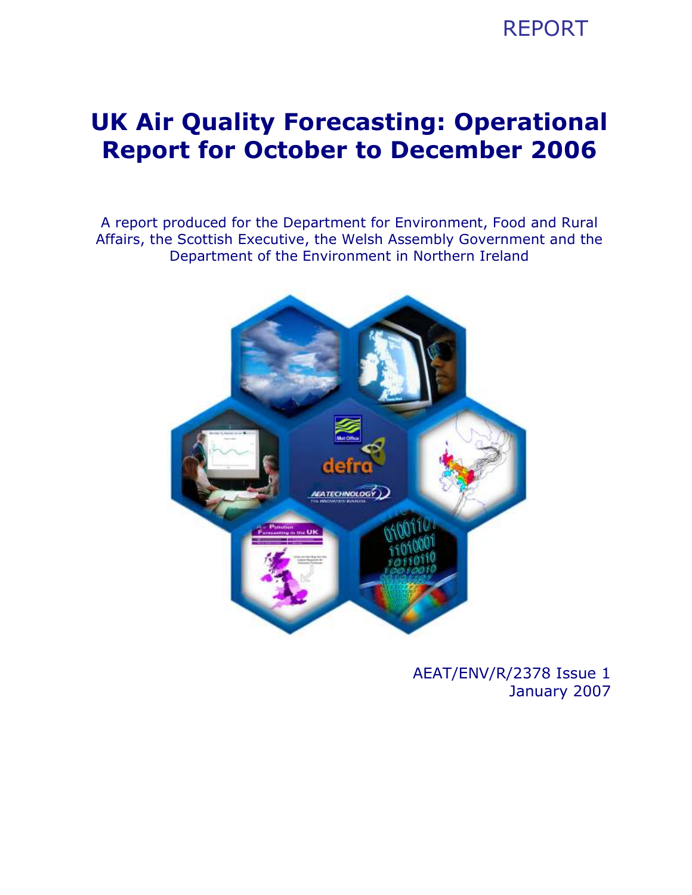REPORT

# UK Air Quality Forecasting: Operational Report for October to December 2006

A report produced for the Department for Environment, Food and Rural Affairs, the Scottish Executive, the Welsh Assembly Government and the Department of the Environment in Northern Ireland

AEAT/ENV/R/2378 Issue 1
January 2007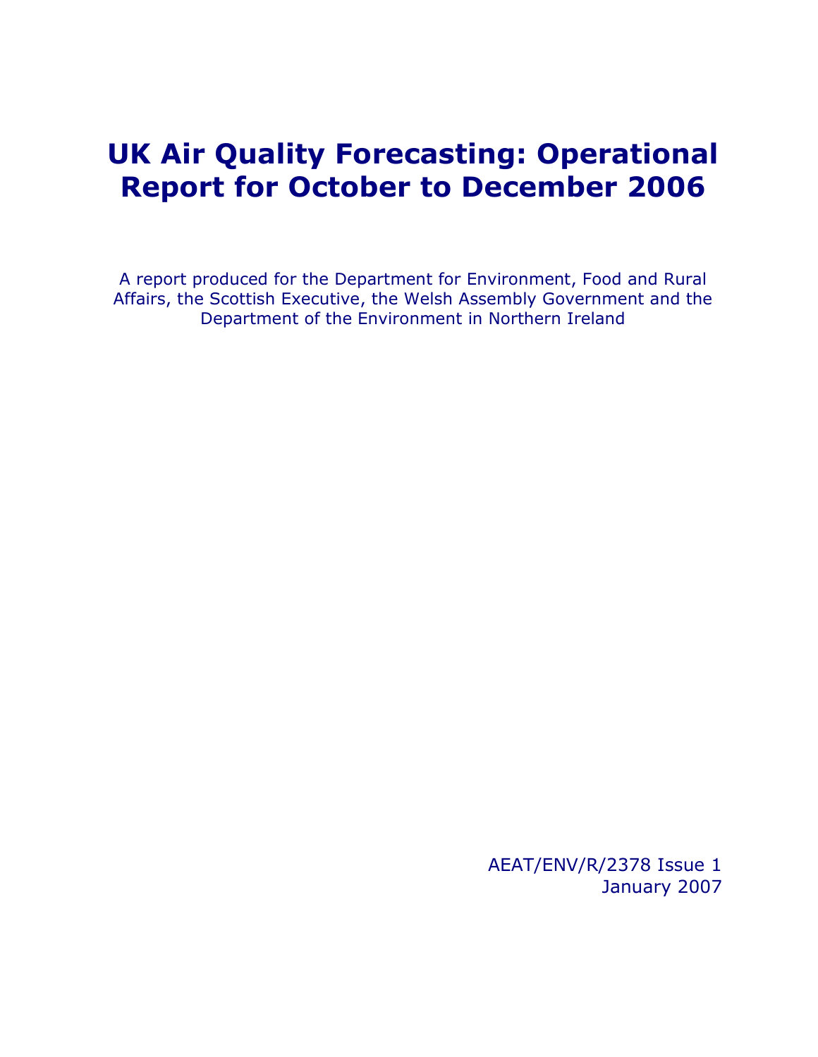# UK Air Quality Forecasting: Operational Report for October to December 2006

A report produced for the Department for Environment, Food and Rural Affairs, the Scottish Executive, the Welsh Assembly Government and the Department of the Environment in Northern Ireland

AEAT/ENV/R/2378 Issue 1
January 2007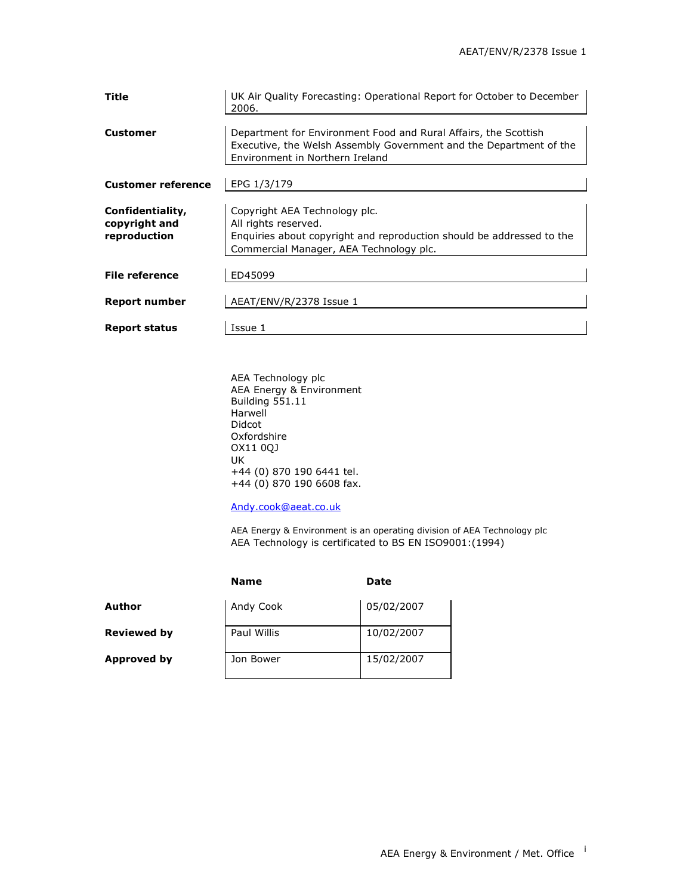| | |
|---|---|
| **Title** | UK Air Quality Forecasting: Operational Report for October to December 2006. |
| **Customer** | Department for Environment Food and Rural Affairs, the Scottish Executive, the Welsh Assembly Government and the Department of the Environment in Northern Ireland |
| **Customer reference** | EPG 1/3/179 |
| **Confidentiality, copyright and reproduction** | Copyright AEA Technology plc. All rights reserved. Enquiries about copyright and reproduction should be addressed to the Commercial Manager, AEA Technology plc. |
| **File reference** | ED45099 |
| **Report number** | AEAT/ENV/R/2378 Issue 1 |
| **Report status** | Issue 1 |

AEA Technology plc
AEA Energy & Environment
Building 551.11
Harwell
Didcot
Oxfordshire
OX11 0QJ
UK
+44 (0) 870 190 6441 tel.
+44 (0) 870 190 6608 fax.

Andy.cook@aeat.co.uk

AEA Energy & Environment is an operating division of AEA Technology plc
AEA Technology is certificated to BS EN ISO9001:(1994)

| | Name | Date |
|---|---|---|
| **Author** | Andy Cook | 05/02/2007 |
| **Reviewed by** | Paul Willis | 10/02/2007 |
| **Approved by** | Jon Bower | 15/02/2007 |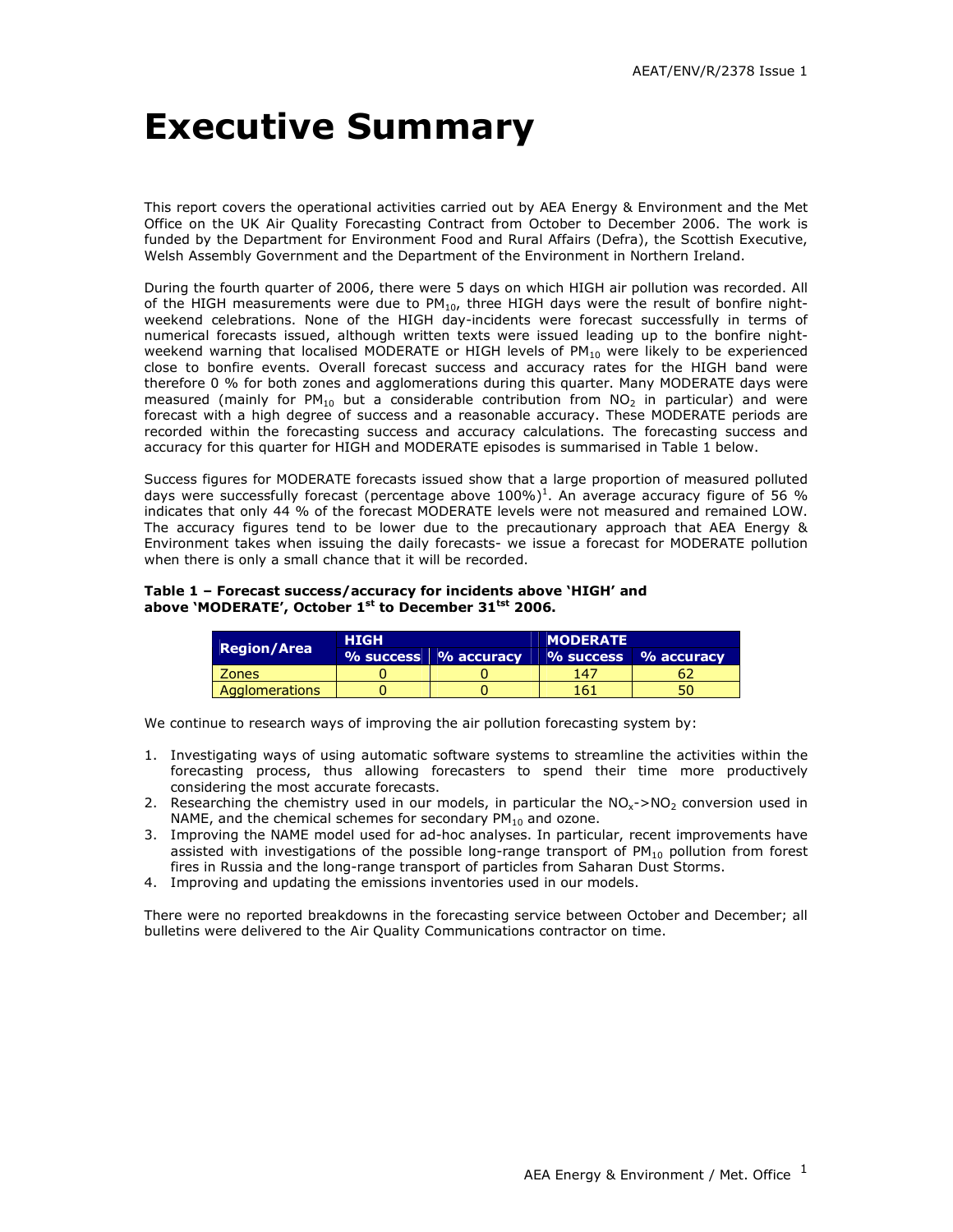# Executive Summary

This report covers the operational activities carried out by AEA Energy & Environment and the Met Office on the UK Air Quality Forecasting Contract from October to December 2006. The work is funded by the Department for Environment Food and Rural Affairs (Defra), the Scottish Executive, Welsh Assembly Government and the Department of the Environment in Northern Ireland.

During the fourth quarter of 2006, there were 5 days on which HIGH air pollution was recorded. All of the HIGH measurements were due to $PM_{10}$, three HIGH days were the result of bonfire night-weekend celebrations. None of the HIGH day-incidents were forecast successfully in terms of numerical forecasts issued, although written texts were issued leading up to the bonfire night-weekend warning that localised MODERATE or HIGH levels of $PM_{10}$ were likely to be experienced close to bonfire events. Overall forecast success and accuracy rates for the HIGH band were therefore 0 % for both zones and agglomerations during this quarter. Many MODERATE days were measured (mainly for $PM_{10}$ but a considerable contribution from $NO_2$ in particular) and were forecast with a high degree of success and a reasonable accuracy. These MODERATE periods are recorded within the forecasting success and accuracy calculations. The forecasting success and accuracy for this quarter for HIGH and MODERATE episodes is summarised in Table 1 below.

Success figures for MODERATE forecasts issued show that a large proportion of measured polluted days were successfully forecast (percentage above 100%)[1]. An average accuracy figure of 56 % indicates that only 44 % of the forecast MODERATE levels were not measured and remained LOW. The accuracy figures tend to be lower due to the precautionary approach that AEA Energy & Environment takes when issuing the daily forecasts- we issue a forecast for MODERATE pollution when there is only a small chance that it will be recorded.

**Table 1 – Forecast success/accuracy for incidents above 'HIGH' and above 'MODERATE', October 1st to December 31tst 2006.**

| Region/Area | HIGH | | MODERATE | |
|---|---|---|---|---|
| | % success | % accuracy | % success | % accuracy |
| Zones | 0 | 0 | 147 | 62 |
| Agglomerations | 0 | 0 | 161 | 50 |

We continue to research ways of improving the air pollution forecasting system by:

1. Investigating ways of using automatic software systems to streamline the activities within the forecasting process, thus allowing forecasters to spend their time more productively considering the most accurate forecasts.
2. Researching the chemistry used in our models, in particular the $NO_x$->$NO_2$ conversion used in NAME, and the chemical schemes for secondary $PM_{10}$ and ozone.
3. Improving the NAME model used for ad-hoc analyses. In particular, recent improvements have assisted with investigations of the possible long-range transport of $PM_{10}$ pollution from forest fires in Russia and the long-range transport of particles from Saharan Dust Storms.
4. Improving and updating the emissions inventories used in our models.

There were no reported breakdowns in the forecasting service between October and December; all bulletins were delivered to the Air Quality Communications contractor on time.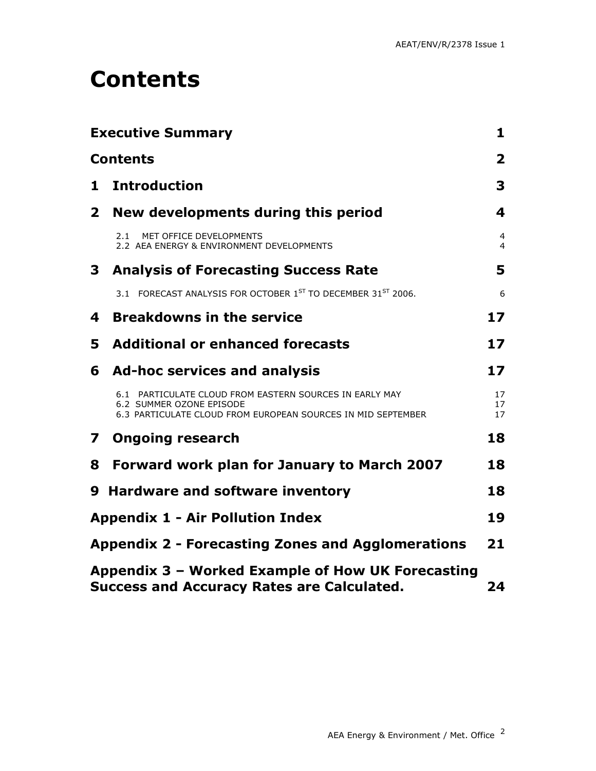# Contents

| | |
|---|---|
| **Executive Summary** | **1** |
| **Contents** | **2** |
| **1 Introduction** | **3** |
| **2 New developments during this period** | **4** |
| 2.1 MET OFFICE DEVELOPMENTS | 4 |
| 2.2 AEA ENERGY & ENVIRONMENT DEVELOPMENTS | 4 |
| **3 Analysis of Forecasting Success Rate** | **5** |
| 3.1 FORECAST ANALYSIS FOR OCTOBER 1ST TO DECEMBER 31ST 2006. | 6 |
| **4 Breakdowns in the service** | **17** |
| **5 Additional or enhanced forecasts** | **17** |
| **6 Ad-hoc services and analysis** | **17** |
| 6.1 PARTICULATE CLOUD FROM EASTERN SOURCES IN EARLY MAY | 17 |
| 6.2 SUMMER OZONE EPISODE | 17 |
| 6.3 PARTICULATE CLOUD FROM EUROPEAN SOURCES IN MID SEPTEMBER | 17 |
| **7 Ongoing research** | **18** |
| **8 Forward work plan for January to March 2007** | **18** |
| **9 Hardware and software inventory** | **18** |
| **Appendix 1 - Air Pollution Index** | **19** |
| **Appendix 2 - Forecasting Zones and Agglomerations** | **21** |
| **Appendix 3 – Worked Example of How UK Forecasting Success and Accuracy Rates are Calculated.** | **24** |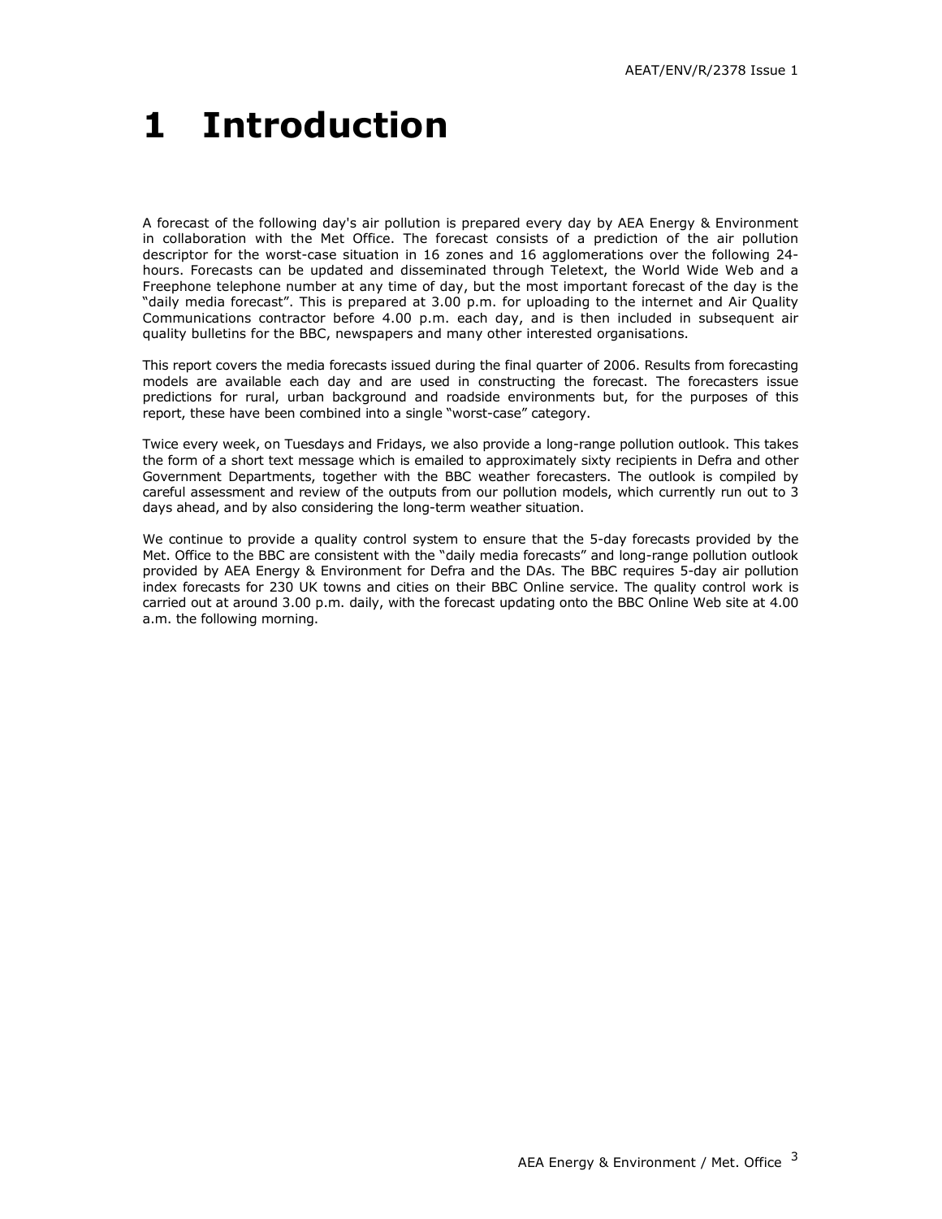# 1 Introduction

A forecast of the following day's air pollution is prepared every day by AEA Energy & Environment in collaboration with the Met Office. The forecast consists of a prediction of the air pollution descriptor for the worst-case situation in 16 zones and 16 agglomerations over the following 24-hours. Forecasts can be updated and disseminated through Teletext, the World Wide Web and a Freephone telephone number at any time of day, but the most important forecast of the day is the “daily media forecast”. This is prepared at 3.00 p.m. for uploading to the internet and Air Quality Communications contractor before 4.00 p.m. each day, and is then included in subsequent air quality bulletins for the BBC, newspapers and many other interested organisations.

This report covers the media forecasts issued during the final quarter of 2006. Results from forecasting models are available each day and are used in constructing the forecast. The forecasters issue predictions for rural, urban background and roadside environments but, for the purposes of this report, these have been combined into a single “worst-case” category.

Twice every week, on Tuesdays and Fridays, we also provide a long-range pollution outlook. This takes the form of a short text message which is emailed to approximately sixty recipients in Defra and other Government Departments, together with the BBC weather forecasters. The outlook is compiled by careful assessment and review of the outputs from our pollution models, which currently run out to 3 days ahead, and by also considering the long-term weather situation.

We continue to provide a quality control system to ensure that the 5-day forecasts provided by the Met. Office to the BBC are consistent with the “daily media forecasts” and long-range pollution outlook provided by AEA Energy & Environment for Defra and the DAs. The BBC requires 5-day air pollution index forecasts for 230 UK towns and cities on their BBC Online service. The quality control work is carried out at around 3.00 p.m. daily, with the forecast updating onto the BBC Online Web site at 4.00 a.m. the following morning.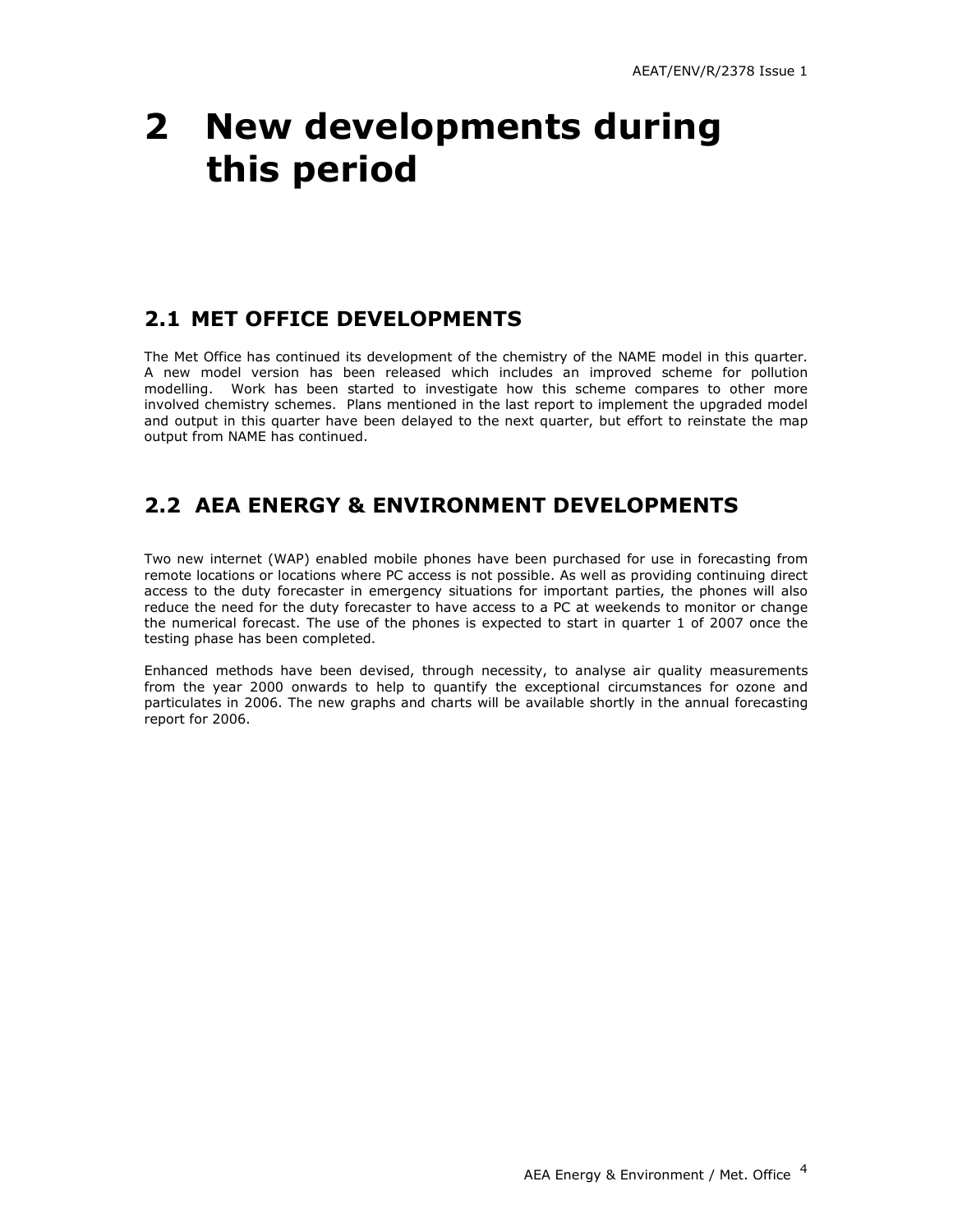# 2 New developments during this period

## 2.1 MET OFFICE DEVELOPMENTS

The Met Office has continued its development of the chemistry of the NAME model in this quarter. A new model version has been released which includes an improved scheme for pollution modelling. Work has been started to investigate how this scheme compares to other more involved chemistry schemes. Plans mentioned in the last report to implement the upgraded model and output in this quarter have been delayed to the next quarter, but effort to reinstate the map output from NAME has continued.

## 2.2 AEA ENERGY & ENVIRONMENT DEVELOPMENTS

Two new internet (WAP) enabled mobile phones have been purchased for use in forecasting from remote locations or locations where PC access is not possible. As well as providing continuing direct access to the duty forecaster in emergency situations for important parties, the phones will also reduce the need for the duty forecaster to have access to a PC at weekends to monitor or change the numerical forecast. The use of the phones is expected to start in quarter 1 of 2007 once the testing phase has been completed.

Enhanced methods have been devised, through necessity, to analyse air quality measurements from the year 2000 onwards to help to quantify the exceptional circumstances for ozone and particulates in 2006. The new graphs and charts will be available shortly in the annual forecasting report for 2006.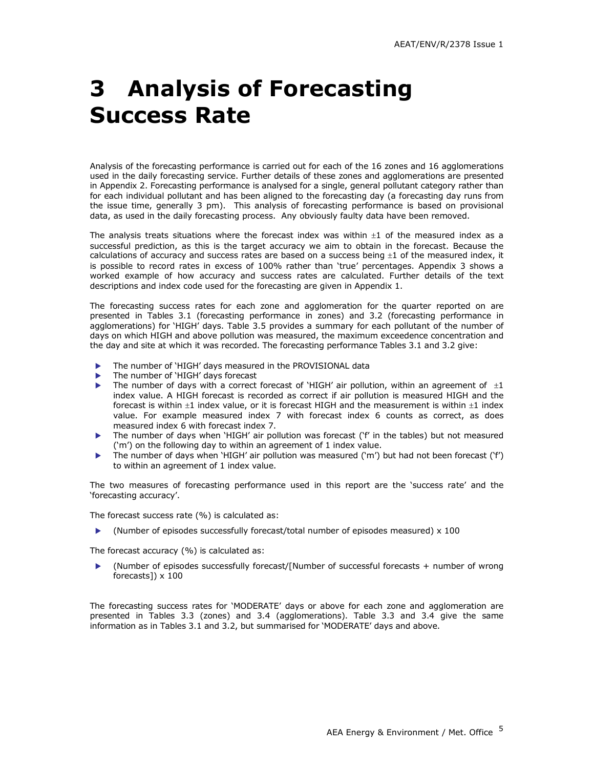# 3 Analysis of Forecasting Success Rate

Analysis of the forecasting performance is carried out for each of the 16 zones and 16 agglomerations used in the daily forecasting service. Further details of these zones and agglomerations are presented in Appendix 2. Forecasting performance is analysed for a single, general pollutant category rather than for each individual pollutant and has been aligned to the forecasting day (a forecasting day runs from the issue time, generally 3 pm). This analysis of forecasting performance is based on provisional data, as used in the daily forecasting process. Any obviously faulty data have been removed.

The analysis treats situations where the forecast index was within ±1 of the measured index as a successful prediction, as this is the target accuracy we aim to obtain in the forecast. Because the calculations of accuracy and success rates are based on a success being ±1 of the measured index, it is possible to record rates in excess of 100% rather than 'true' percentages. Appendix 3 shows a worked example of how accuracy and success rates are calculated. Further details of the text descriptions and index code used for the forecasting are given in Appendix 1.

The forecasting success rates for each zone and agglomeration for the quarter reported on are presented in Tables 3.1 (forecasting performance in zones) and 3.2 (forecasting performance in agglomerations) for 'HIGH' days. Table 3.5 provides a summary for each pollutant of the number of days on which HIGH and above pollution was measured, the maximum exceedence concentration and the day and site at which it was recorded. The forecasting performance Tables 3.1 and 3.2 give:

- The number of 'HIGH' days measured in the PROVISIONAL data
- The number of 'HIGH' days forecast
- The number of days with a correct forecast of 'HIGH' air pollution, within an agreement of ±1 index value. A HIGH forecast is recorded as correct if air pollution is measured HIGH and the forecast is within ±1 index value, or it is forecast HIGH and the measurement is within ±1 index value. For example measured index 7 with forecast index 6 counts as correct, as does measured index 6 with forecast index 7.
- The number of days when 'HIGH' air pollution was forecast ('f' in the tables) but not measured ('m') on the following day to within an agreement of 1 index value.
- The number of days when 'HIGH' air pollution was measured ('m') but had not been forecast ('f') to within an agreement of 1 index value.

The two measures of forecasting performance used in this report are the 'success rate' and the 'forecasting accuracy'.

The forecast success rate (%) is calculated as:

- (Number of episodes successfully forecast/total number of episodes measured) x 100

The forecast accuracy (%) is calculated as:

- (Number of episodes successfully forecast/[Number of successful forecasts + number of wrong forecasts]) x 100

The forecasting success rates for 'MODERATE' days or above for each zone and agglomeration are presented in Tables 3.3 (zones) and 3.4 (agglomerations). Table 3.3 and 3.4 give the same information as in Tables 3.1 and 3.2, but summarised for 'MODERATE' days and above.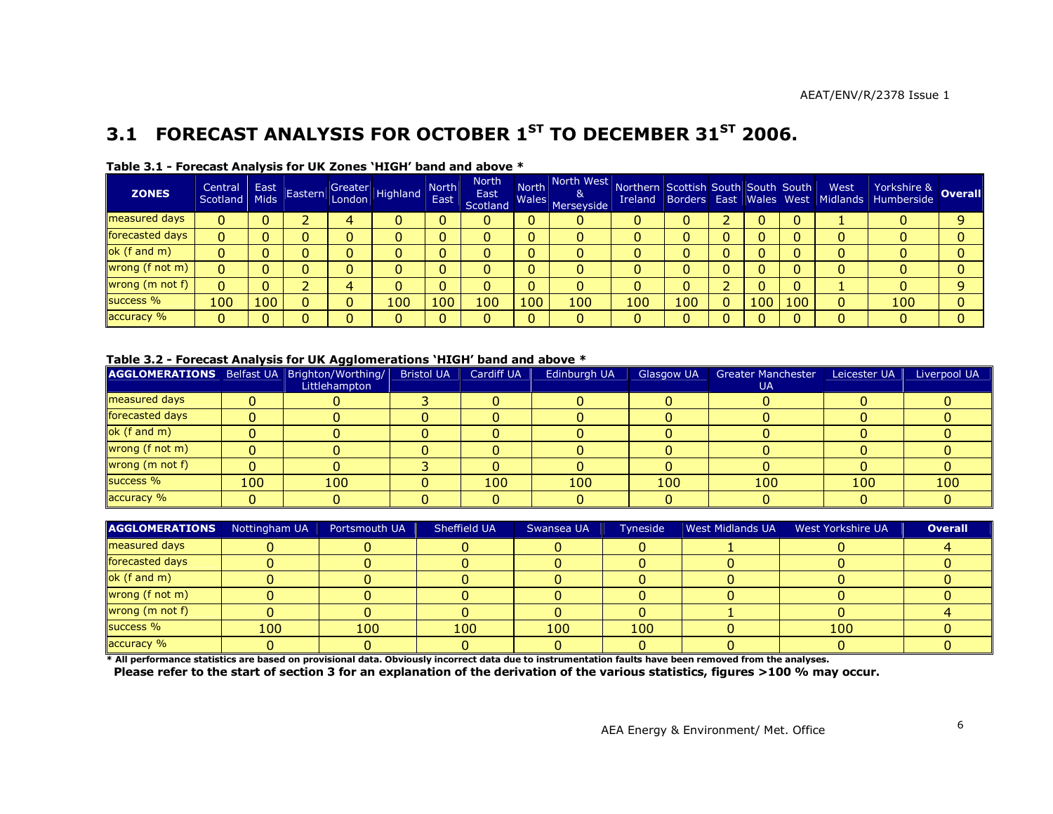## 3.1 FORECAST ANALYSIS FOR OCTOBER 1ST TO DECEMBER 31ST 2006.

**Table 3.1 - Forecast Analysis for UK Zones 'HIGH' band and above ***

| ZONES | Central Scotland | East Mids | Eastern | Greater London | Highland | North East | North East Scotland | North Wales | North West & Merseyside | Northern Ireland | Scottish Borders | South East | South Wales | South West | West Midlands | Yorkshire & Humberside | Overall |
|---|---|---|---|---|---|---|---|---|---|---|---|---|---|---|---|---|---|
| measured days | 0 | 0 | 2 | 4 | 0 | 0 | 0 | 0 | 0 | 0 | 0 | 2 | 0 | 0 | 1 | 0 | 9 |
| forecasted days | 0 | 0 | 0 | 0 | 0 | 0 | 0 | 0 | 0 | 0 | 0 | 0 | 0 | 0 | 0 | 0 | 0 |
| ok (f and m) | 0 | 0 | 0 | 0 | 0 | 0 | 0 | 0 | 0 | 0 | 0 | 0 | 0 | 0 | 0 | 0 | 0 |
| wrong (f not m) | 0 | 0 | 0 | 0 | 0 | 0 | 0 | 0 | 0 | 0 | 0 | 0 | 0 | 0 | 0 | 0 | 0 |
| wrong (m not f) | 0 | 0 | 2 | 4 | 0 | 0 | 0 | 0 | 0 | 0 | 0 | 2 | 0 | 0 | 1 | 0 | 9 |
| success % | 100 | 100 | 0 | 0 | 100 | 100 | 100 | 100 | 100 | 100 | 100 | 0 | 100 | 100 | 0 | 100 | 0 |
| accuracy % | 0 | 0 | 0 | 0 | 0 | 0 | 0 | 0 | 0 | 0 | 0 | 0 | 0 | 0 | 0 | 0 | 0 |

**Table 3.2 - Forecast Analysis for UK Agglomerations 'HIGH' band and above ***

| AGGLOMERATIONS | Belfast UA | Brighton/Worthing/ Littlehampton | Bristol UA | Cardiff UA | Edinburgh UA | Glasgow UA | Greater Manchester UA | Leicester UA | Liverpool UA |
|---|---|---|---|---|---|---|---|---|---|
| measured days | 0 | 0 | 3 | 0 | 0 | 0 | 0 | 0 | 0 |
| forecasted days | 0 | 0 | 0 | 0 | 0 | 0 | 0 | 0 | 0 |
| ok (f and m) | 0 | 0 | 0 | 0 | 0 | 0 | 0 | 0 | 0 |
| wrong (f not m) | 0 | 0 | 0 | 0 | 0 | 0 | 0 | 0 | 0 |
| wrong (m not f) | 0 | 0 | 3 | 0 | 0 | 0 | 0 | 0 | 0 |
| success % | 100 | 100 | 0 | 100 | 100 | 100 | 100 | 100 | 100 |
| accuracy % | 0 | 0 | 0 | 0 | 0 | 0 | 0 | 0 | 0 |

| AGGLOMERATIONS | Nottingham UA | Portsmouth UA | Sheffield UA | Swansea UA | Tyneside | West Midlands UA | West Yorkshire UA | Overall |
|---|---|---|---|---|---|---|---|---|
| measured days | 0 | 0 | 0 | 0 | 0 | 1 | 0 | 4 |
| forecasted days | 0 | 0 | 0 | 0 | 0 | 0 | 0 | 0 |
| ok (f and m) | 0 | 0 | 0 | 0 | 0 | 0 | 0 | 0 |
| wrong (f not m) | 0 | 0 | 0 | 0 | 0 | 0 | 0 | 0 |
| wrong (m not f) | 0 | 0 | 0 | 0 | 0 | 1 | 0 | 4 |
| success % | 100 | 100 | 100 | 100 | 100 | 0 | 100 | 0 |
| accuracy % | 0 | 0 | 0 | 0 | 0 | 0 | 0 | 0 |

**\* All performance statistics are based on provisional data. Obviously incorrect data due to instrumentation faults have been removed from the analyses.**
**Please refer to the start of section 3 for an explanation of the derivation of the various statistics, figures >100 % may occur.**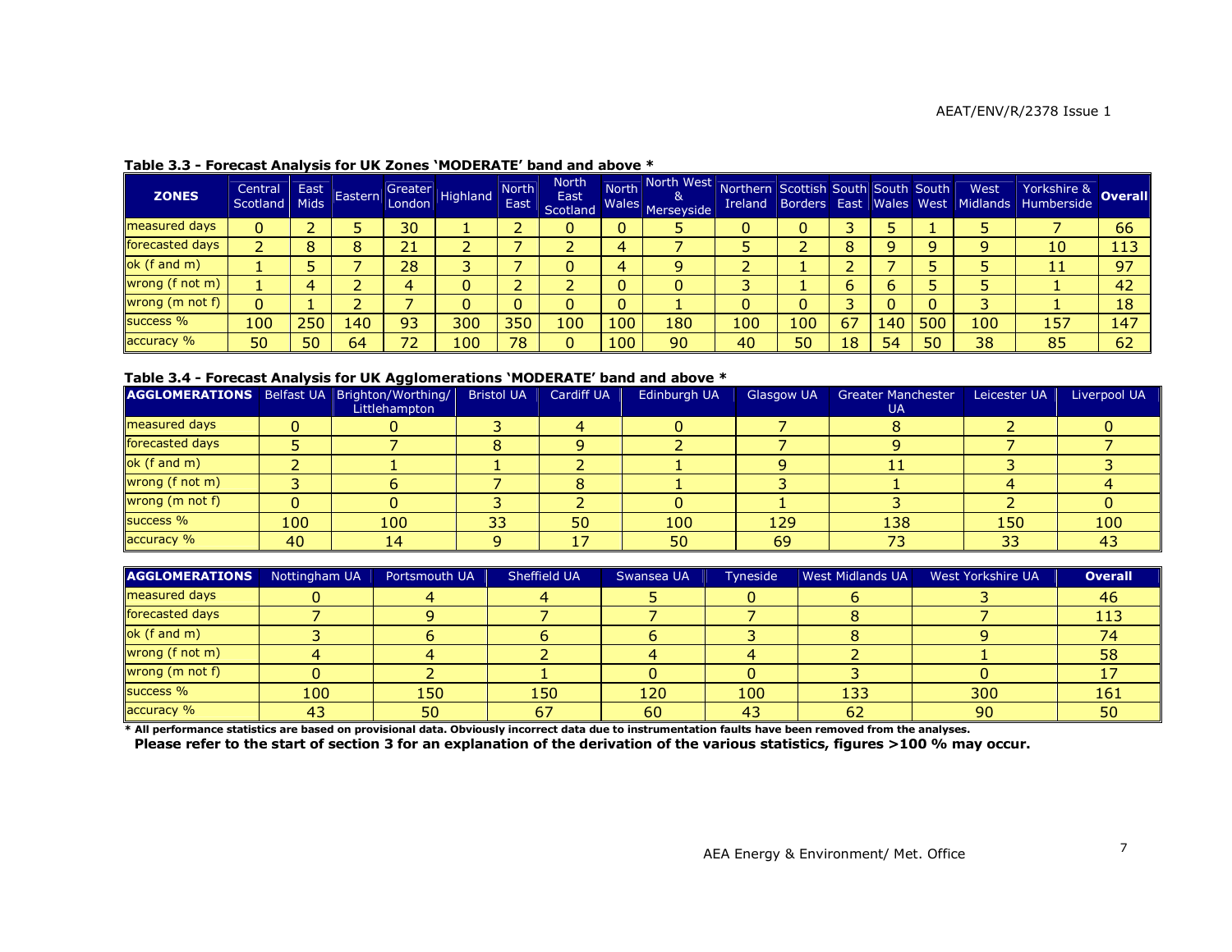**Table 3.3 - Forecast Analysis for UK Zones 'MODERATE' band and above ***

| ZONES | Central Scotland | East Mids | Eastern | Greater London | Highland | North East | North East Scotland | North Wales | North West & Merseyside | Northern Ireland | Scottish Borders | South East | South Wales | South West | West Midlands | Yorkshire & Humberside | Overall |
|---|---|---|---|---|---|---|---|---|---|---|---|---|---|---|---|---|---|
| measured days | 0 | 2 | 5 | 30 | 1 | 2 | 0 | 0 | 5 | 0 | 0 | 3 | 5 | 1 | 5 | 7 | 66 |
| forecasted days | 2 | 8 | 8 | 21 | 2 | 7 | 2 | 4 | 7 | 5 | 2 | 8 | 9 | 9 | 9 | 10 | 113 |
| ok (f and m) | 1 | 5 | 7 | 28 | 3 | 7 | 0 | 4 | 9 | 2 | 1 | 2 | 7 | 5 | 5 | 11 | 97 |
| wrong (f not m) | 1 | 4 | 2 | 4 | 0 | 2 | 2 | 0 | 0 | 3 | 1 | 6 | 6 | 5 | 5 | 1 | 42 |
| wrong (m not f) | 0 | 1 | 2 | 7 | 0 | 0 | 0 | 0 | 1 | 0 | 0 | 3 | 0 | 0 | 3 | 1 | 18 |
| success % | 100 | 250 | 140 | 93 | 300 | 350 | 100 | 100 | 180 | 100 | 100 | 67 | 140 | 500 | 100 | 157 | 147 |
| accuracy % | 50 | 50 | 64 | 72 | 100 | 78 | 0 | 100 | 90 | 40 | 50 | 18 | 54 | 50 | 38 | 85 | 62 |

**Table 3.4 - Forecast Analysis for UK Agglomerations 'MODERATE' band and above ***

| AGGLOMERATIONS | Belfast UA | Brighton/Worthing/ Littlehampton | Bristol UA | Cardiff UA | Edinburgh UA | Glasgow UA | Greater Manchester UA | Leicester UA | Liverpool UA |
|---|---|---|---|---|---|---|---|---|---|
| measured days | 0 | 0 | 3 | 4 | 0 | 7 | 8 | 2 | 0 |
| forecasted days | 5 | 7 | 8 | 9 | 2 | 7 | 9 | 7 | 7 |
| ok (f and m) | 2 | 1 | 1 | 2 | 1 | 9 | 11 | 3 | 3 |
| wrong (f not m) | 3 | 6 | 7 | 8 | 1 | 3 | 1 | 4 | 4 |
| wrong (m not f) | 0 | 0 | 3 | 2 | 0 | 1 | 3 | 2 | 0 |
| success % | 100 | 100 | 33 | 50 | 100 | 129 | 138 | 150 | 100 |
| accuracy % | 40 | 14 | 9 | 17 | 50 | 69 | 73 | 33 | 43 |

| AGGLOMERATIONS | Nottingham UA | Portsmouth UA | Sheffield UA | Swansea UA | Tyneside | West Midlands UA | West Yorkshire UA | Overall |
|---|---|---|---|---|---|---|---|---|
| measured days | 0 | 4 | 4 | 5 | 0 | 6 | 3 | 46 |
| forecasted days | 7 | 9 | 7 | 7 | 7 | 8 | 7 | 113 |
| ok (f and m) | 3 | 6 | 6 | 6 | 3 | 8 | 9 | 74 |
| wrong (f not m) | 4 | 4 | 2 | 4 | 4 | 2 | 1 | 58 |
| wrong (m not f) | 0 | 2 | 1 | 0 | 0 | 3 | 0 | 17 |
| success % | 100 | 150 | 150 | 120 | 100 | 133 | 300 | 161 |
| accuracy % | 43 | 50 | 67 | 60 | 43 | 62 | 90 | 50 |

*** All performance statistics are based on provisional data. Obviously incorrect data due to instrumentation faults have been removed from the analyses.**
**Please refer to the start of section 3 for an explanation of the derivation of the various statistics, figures >100 % may occur.**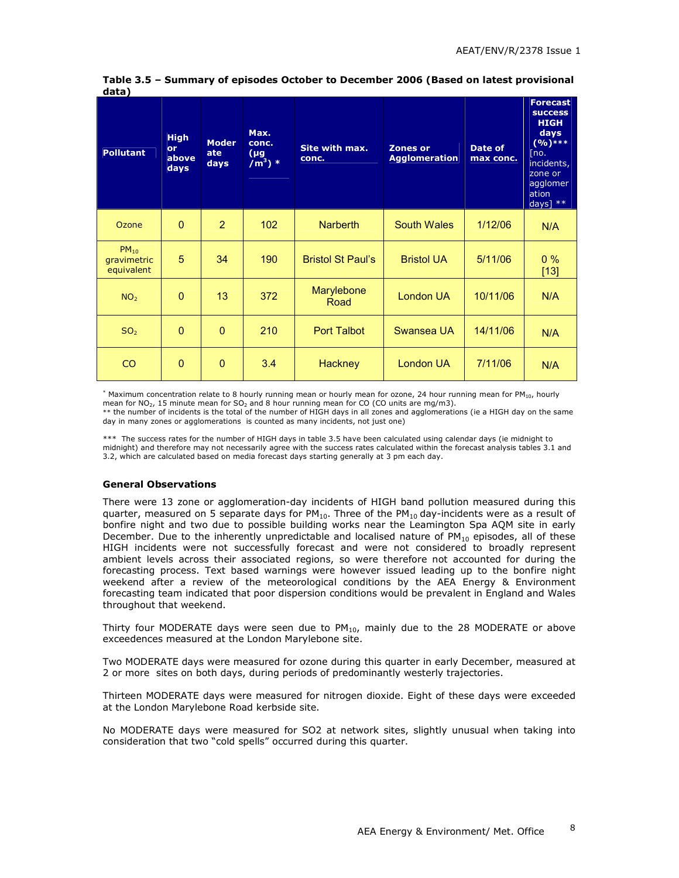**Table 3.5 – Summary of episodes October to December 2006 (Based on latest provisional data)**

| Pollutant | High or above days | Moderate days | Max. conc. (µg /m$^3$) * | Site with max. conc. | Zones or Agglomeration | Date of max conc. | Forecast success HIGH days (%)*** [no. incidents, zone or agglomeration days] ** |
|---|---|---|---|---|---|---|---|
| Ozone | 0 | 2 | 102 | Narberth | South Wales | 1/12/06 | N/A |
| $PM_{10}$ gravimetric equivalent | 5 | 34 | 190 | Bristol St Paul's | Bristol UA | 5/11/06 | 0 % [13] |
| $NO_2$ | 0 | 13 | 372 | Marylebone Road | London UA | 10/11/06 | N/A |
| $SO_2$ | 0 | 0 | 210 | Port Talbot | Swansea UA | 14/11/06 | N/A |
| CO | 0 | 0 | 3.4 | Hackney | London UA | 7/11/06 | N/A |

* Maximum concentration relate to 8 hourly running mean or hourly mean for ozone, 24 hour running mean for $PM_{10}$, hourly mean for $NO_2$, 15 minute mean for $SO_2$ and 8 hour running mean for CO (CO units are mg/m3).
** the number of incidents is the total of the number of HIGH days in all zones and agglomerations (ie a HIGH day on the same day in many zones or agglomerations is counted as many incidents, not just one)

*** The success rates for the number of HIGH days in table 3.5 have been calculated using calendar days (ie midnight to midnight) and therefore may not necessarily agree with the success rates calculated within the forecast analysis tables 3.1 and 3.2, which are calculated based on media forecast days starting generally at 3 pm each day.

**General Observations**

There were 13 zone or agglomeration-day incidents of HIGH band pollution measured during this quarter, measured on 5 separate days for $PM_{10}$. Three of the $PM_{10}$ day-incidents were as a result of bonfire night and two due to possible building works near the Leamington Spa AQM site in early December. Due to the inherently unpredictable and localised nature of $PM_{10}$ episodes, all of these HIGH incidents were not successfully forecast and were not considered to broadly represent ambient levels across their associated regions, so were therefore not accounted for during the forecasting process. Text based warnings were however issued leading up to the bonfire night weekend after a review of the meteorological conditions by the AEA Energy & Environment forecasting team indicated that poor dispersion conditions would be prevalent in England and Wales throughout that weekend.

Thirty four MODERATE days were seen due to $PM_{10}$, mainly due to the 28 MODERATE or above exceedences measured at the London Marylebone site.

Two MODERATE days were measured for ozone during this quarter in early December, measured at 2 or more sites on both days, during periods of predominantly westerly trajectories.

Thirteen MODERATE days were measured for nitrogen dioxide. Eight of these days were exceeded at the London Marylebone Road kerbside site.

No MODERATE days were measured for SO2 at network sites, slightly unusual when taking into consideration that two "cold spells" occurred during this quarter.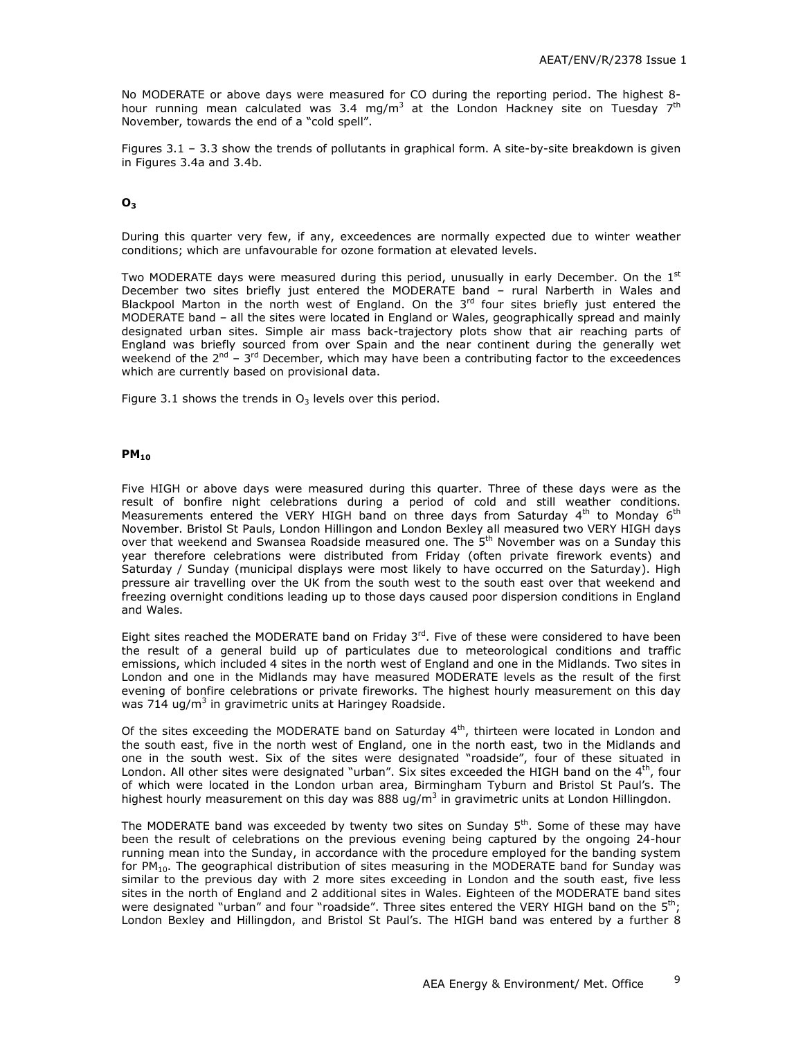No MODERATE or above days were measured for CO during the reporting period. The highest 8-hour running mean calculated was 3.4 mg/m$^3$ at the London Hackney site on Tuesday 7$^{th}$ November, towards the end of a "cold spell".

Figures 3.1 – 3.3 show the trends of pollutants in graphical form. A site-by-site breakdown is given in Figures 3.4a and 3.4b.

## $O_3$

During this quarter very few, if any, exceedences are normally expected due to winter weather conditions; which are unfavourable for ozone formation at elevated levels.

Two MODERATE days were measured during this period, unusually in early December. On the 1$^{st}$ December two sites briefly just entered the MODERATE band – rural Narberth in Wales and Blackpool Marton in the north west of England. On the 3$^{rd}$ four sites briefly just entered the MODERATE band – all the sites were located in England or Wales, geographically spread and mainly designated urban sites. Simple air mass back-trajectory plots show that air reaching parts of England was briefly sourced from over Spain and the near continent during the generally wet weekend of the 2$^{nd}$ – 3$^{rd}$ December, which may have been a contributing factor to the exceedences which are currently based on provisional data.

Figure 3.1 shows the trends in $O_3$ levels over this period.

## $PM_{10}$

Five HIGH or above days were measured during this quarter. Three of these days were as the result of bonfire night celebrations during a period of cold and still weather conditions. Measurements entered the VERY HIGH band on three days from Saturday 4$^{th}$ to Monday 6$^{th}$ November. Bristol St Pauls, London Hillingon and London Bexley all measured two VERY HIGH days over that weekend and Swansea Roadside measured one. The 5$^{th}$ November was on a Sunday this year therefore celebrations were distributed from Friday (often private firework events) and Saturday / Sunday (municipal displays were most likely to have occurred on the Saturday). High pressure air travelling over the UK from the south west to the south east over that weekend and freezing overnight conditions leading up to those days caused poor dispersion conditions in England and Wales.

Eight sites reached the MODERATE band on Friday 3$^{rd}$. Five of these were considered to have been the result of a general build up of particulates due to meteorological conditions and traffic emissions, which included 4 sites in the north west of England and one in the Midlands. Two sites in London and one in the Midlands may have measured MODERATE levels as the result of the first evening of bonfire celebrations or private fireworks. The highest hourly measurement on this day was 714 ug/m$^3$ in gravimetric units at Haringey Roadside.

Of the sites exceeding the MODERATE band on Saturday 4$^{th}$, thirteen were located in London and the south east, five in the north west of England, one in the north east, two in the Midlands and one in the south west. Six of the sites were designated "roadside", four of these situated in London. All other sites were designated "urban". Six sites exceeded the HIGH band on the 4$^{th}$, four of which were located in the London urban area, Birmingham Tyburn and Bristol St Paul's. The highest hourly measurement on this day was 888 ug/m$^3$ in gravimetric units at London Hillingdon.

The MODERATE band was exceeded by twenty two sites on Sunday 5$^{th}$. Some of these may have been the result of celebrations on the previous evening being captured by the ongoing 24-hour running mean into the Sunday, in accordance with the procedure employed for the banding system for $PM_{10}$. The geographical distribution of sites measuring in the MODERATE band for Sunday was similar to the previous day with 2 more sites exceeding in London and the south east, five less sites in the north of England and 2 additional sites in Wales. Eighteen of the MODERATE band sites were designated "urban" and four "roadside". Three sites entered the VERY HIGH band on the 5$^{th}$; London Bexley and Hillingdon, and Bristol St Paul's. The HIGH band was entered by a further 8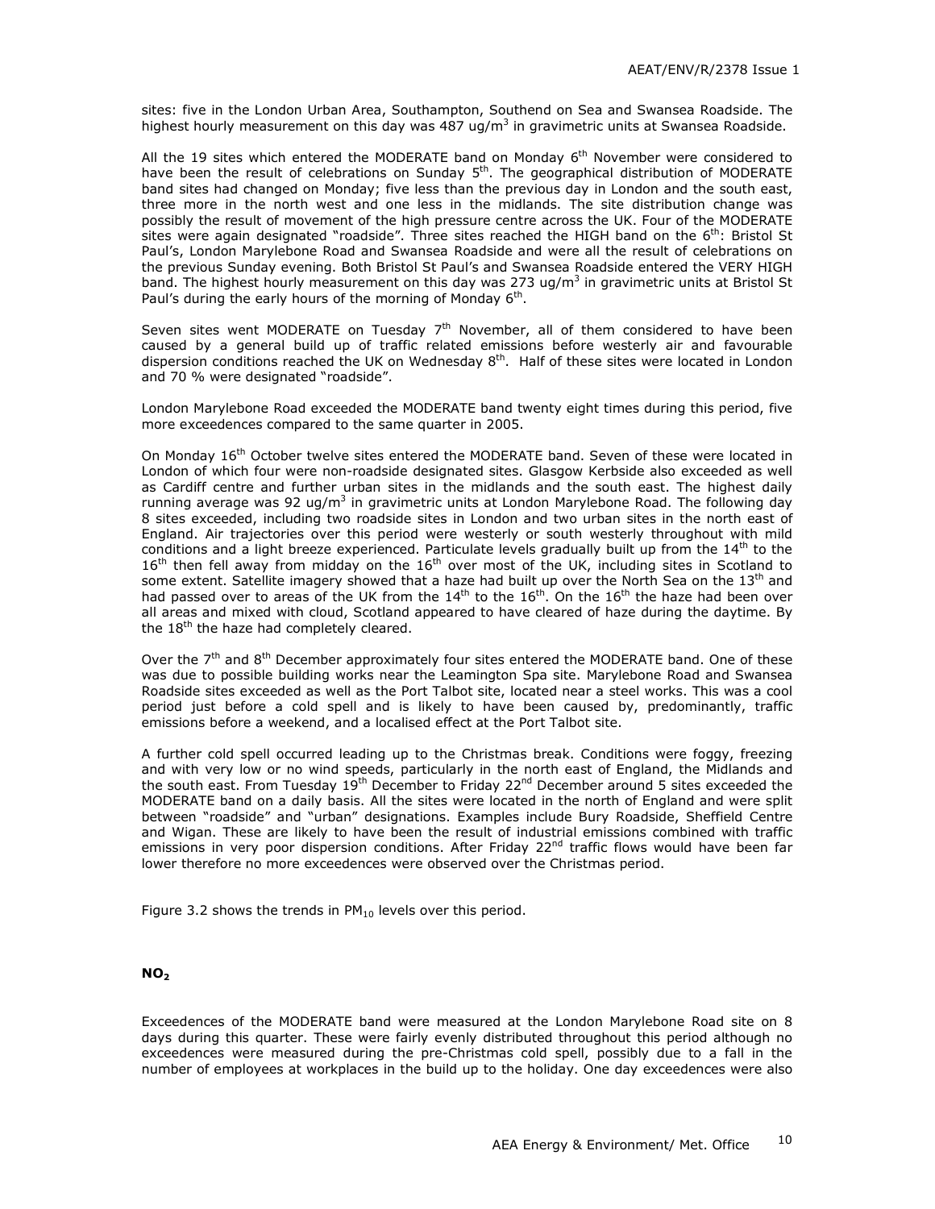sites: five in the London Urban Area, Southampton, Southend on Sea and Swansea Roadside. The highest hourly measurement on this day was 487 ug/m$^3$ in gravimetric units at Swansea Roadside.

All the 19 sites which entered the MODERATE band on Monday 6$^{th}$ November were considered to have been the result of celebrations on Sunday 5$^{th}$. The geographical distribution of MODERATE band sites had changed on Monday; five less than the previous day in London and the south east, three more in the north west and one less in the midlands. The site distribution change was possibly the result of movement of the high pressure centre across the UK. Four of the MODERATE sites were again designated "roadside". Three sites reached the HIGH band on the 6$^{th}$: Bristol St Paul's, London Marylebone Road and Swansea Roadside and were all the result of celebrations on the previous Sunday evening. Both Bristol St Paul's and Swansea Roadside entered the VERY HIGH band. The highest hourly measurement on this day was 273 ug/m$^3$ in gravimetric units at Bristol St Paul's during the early hours of the morning of Monday 6$^{th}$.

Seven sites went MODERATE on Tuesday 7$^{th}$ November, all of them considered to have been caused by a general build up of traffic related emissions before westerly air and favourable dispersion conditions reached the UK on Wednesday 8$^{th}$. Half of these sites were located in London and 70 % were designated "roadside".

London Marylebone Road exceeded the MODERATE band twenty eight times during this period, five more exceedences compared to the same quarter in 2005.

On Monday 16$^{th}$ October twelve sites entered the MODERATE band. Seven of these were located in London of which four were non-roadside designated sites. Glasgow Kerbside also exceeded as well as Cardiff centre and further urban sites in the midlands and the south east. The highest daily running average was 92 ug/m$^3$ in gravimetric units at London Marylebone Road. The following day 8 sites exceeded, including two roadside sites in London and two urban sites in the north east of England. Air trajectories over this period were westerly or south westerly throughout with mild conditions and a light breeze experienced. Particulate levels gradually built up from the 14$^{th}$ to the 16$^{th}$ then fell away from midday on the 16$^{th}$ over most of the UK, including sites in Scotland to some extent. Satellite imagery showed that a haze had built up over the North Sea on the 13$^{th}$ and had passed over to areas of the UK from the 14$^{th}$ to the 16$^{th}$. On the 16$^{th}$ the haze had been over all areas and mixed with cloud, Scotland appeared to have cleared of haze during the daytime. By the 18$^{th}$ the haze had completely cleared.

Over the 7$^{th}$ and 8$^{th}$ December approximately four sites entered the MODERATE band. One of these was due to possible building works near the Leamington Spa site. Marylebone Road and Swansea Roadside sites exceeded as well as the Port Talbot site, located near a steel works. This was a cool period just before a cold spell and is likely to have been caused by, predominantly, traffic emissions before a weekend, and a localised effect at the Port Talbot site.

A further cold spell occurred leading up to the Christmas break. Conditions were foggy, freezing and with very low or no wind speeds, particularly in the north east of England, the Midlands and the south east. From Tuesday 19$^{th}$ December to Friday 22$^{nd}$ December around 5 sites exceeded the MODERATE band on a daily basis. All the sites were located in the north of England and were split between "roadside" and "urban" designations. Examples include Bury Roadside, Sheffield Centre and Wigan. These are likely to have been the result of industrial emissions combined with traffic emissions in very poor dispersion conditions. After Friday 22$^{nd}$ traffic flows would have been far lower therefore no more exceedences were observed over the Christmas period.

Figure 3.2 shows the trends in $PM_{10}$ levels over this period.

### $NO_2$

Exceedences of the MODERATE band were measured at the London Marylebone Road site on 8 days during this quarter. These were fairly evenly distributed throughout this period although no exceedences were measured during the pre-Christmas cold spell, possibly due to a fall in the number of employees at workplaces in the build up to the holiday. One day exceedences were also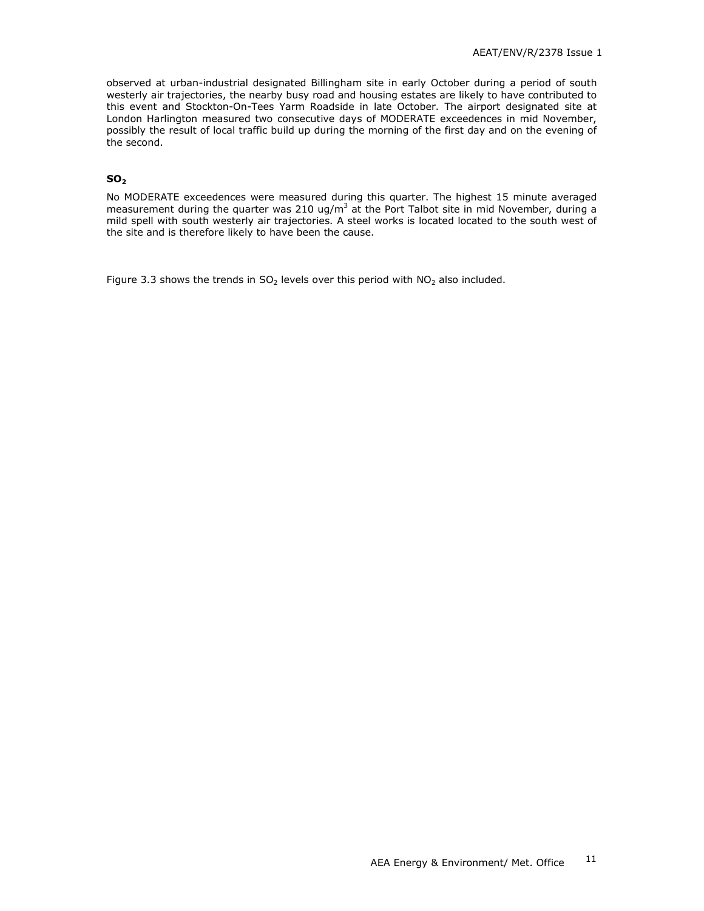observed at urban-industrial designated Billingham site in early October during a period of south westerly air trajectories, the nearby busy road and housing estates are likely to have contributed to this event and Stockton-On-Tees Yarm Roadside in late October. The airport designated site at London Harlington measured two consecutive days of MODERATE exceedences in mid November, possibly the result of local traffic build up during the morning of the first day and on the evening of the second.

### $SO_2$

No MODERATE exceedences were measured during this quarter. The highest 15 minute averaged measurement during the quarter was 210 ug/m$^3$ at the Port Talbot site in mid November, during a mild spell with south westerly air trajectories. A steel works is located located to the south west of the site and is therefore likely to have been the cause.

Figure 3.3 shows the trends in $SO_2$ levels over this period with $NO_2$ also included.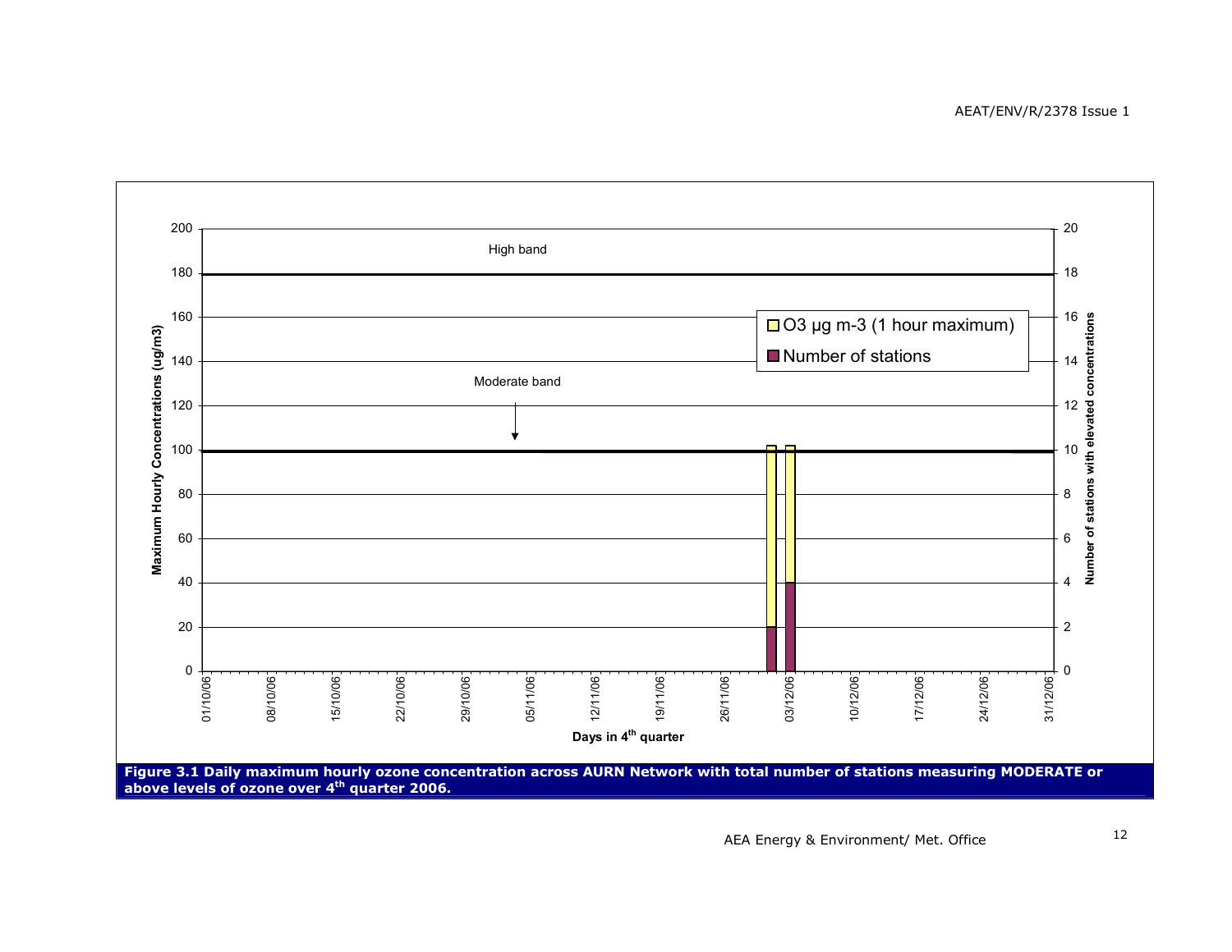200
180
160
140
120
100
80
60
40
20
0

20
18
16
14
12
10
8
6
4
2
0

High band

Moderate band

O3 µg m-3 (1 hour maximum)

Number of stations

Maximum Hourly Concentrations (ug/m3)

Number of stations with elevated concentrations

01/10/06
08/10/06
15/10/06
22/10/06
29/10/06
05/11/06
12/11/06
19/11/06
26/11/06
03/12/06
10/12/06
17/12/06
24/12/06
31/12/06

Days in 4th quarter

**Figure 3.1 Daily maximum hourly ozone concentration across AURN Network with total number of stations measuring MODERATE or above levels of ozone over 4th quarter 2006.**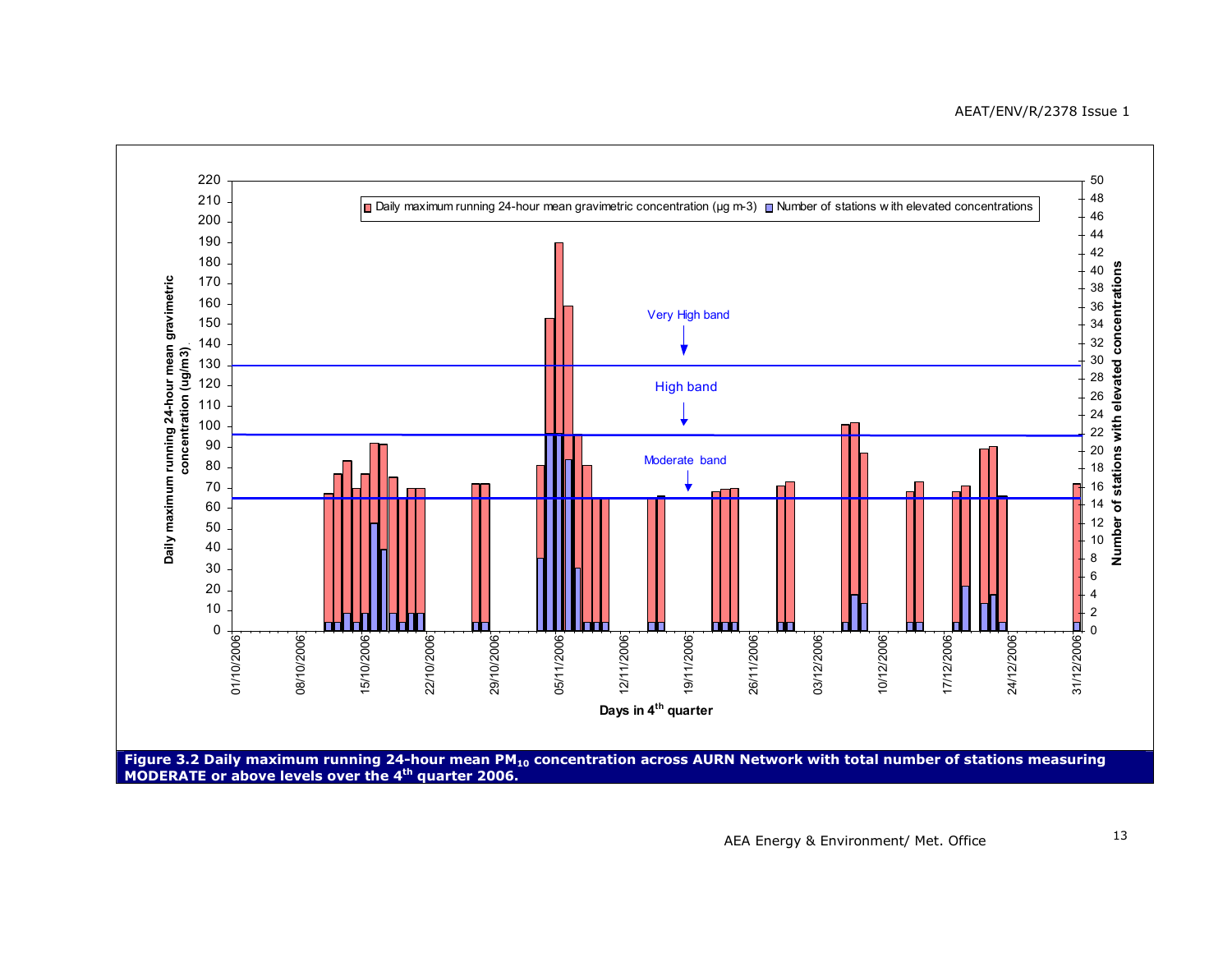220
210
200
190
180
170
160
150
140
130
120
110
100
90
80
70
60
50
40
30
20
10
0

50
48
46
44
42
40
38
36
34
32
30
28
26
24
22
20
18
16
14
12
10
8
6
4
2
0

Daily maximum running 24-hour mean gravimetric concentration (ug/m3).

Number of stations with elevated concentrations

Daily maximum running 24-hour mean gravimetric concentration (µg m-3)

Number of stations w ith elevated concentrations

Very High band

High band

Moderate band

01/10/2006
08/10/2006
15/10/2006
22/10/2006
29/10/2006
05/11/2006
12/11/2006
19/11/2006
26/11/2006
03/12/2006
10/12/2006
17/12/2006
24/12/2006
31/12/2006

Days in 4th quarter

**Figure 3.2 Daily maximum running 24-hour mean $PM_{10}$ concentration across AURN Network with total number of stations measuring MODERATE or above levels over the 4th quarter 2006.**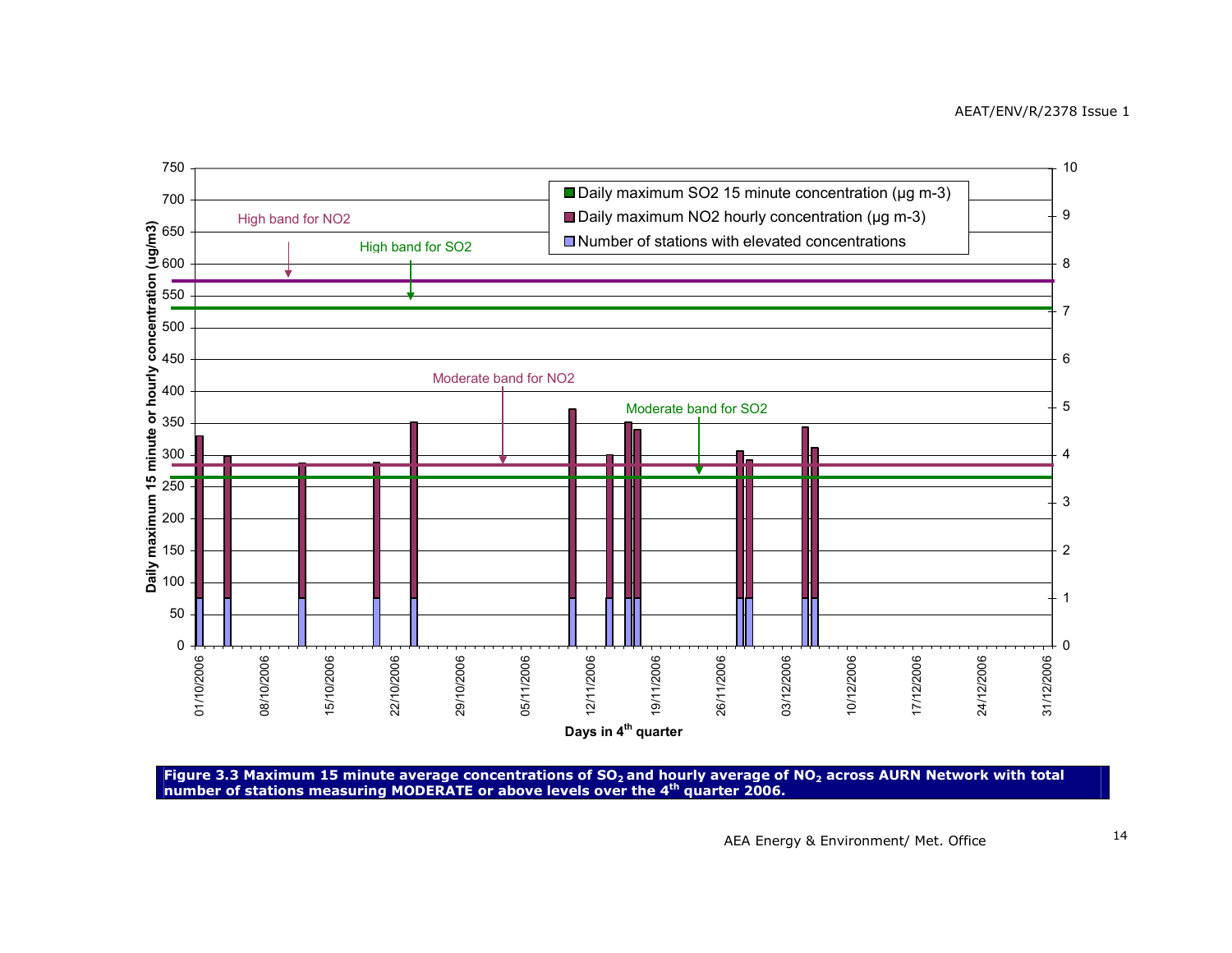Daily maximum 15 minute or hourly concentration (ug/m3)

750
700
650
600
550
500
450
400
350
300
250
200
150
100
50
0

10
9
8
7
6
5
4
3
2
1
0

Daily maximum SO2 15 minute concentration (µg m-3)
Daily maximum NO2 hourly concentration (µg m-3)
Number of stations with elevated concentrations

High band for NO2
High band for SO2
Moderate band for NO2
Moderate band for SO2

01/10/2006
08/10/2006
15/10/2006
22/10/2006
29/10/2006
05/11/2006
12/11/2006
19/11/2006
26/11/2006
03/12/2006
10/12/2006
17/12/2006
24/12/2006
31/12/2006

Days in 4th quarter

**Figure 3.3 Maximum 15 minute average concentrations of $SO_2$ and hourly average of $NO_2$ across AURN Network with total number of stations measuring MODERATE or above levels over the 4th quarter 2006.**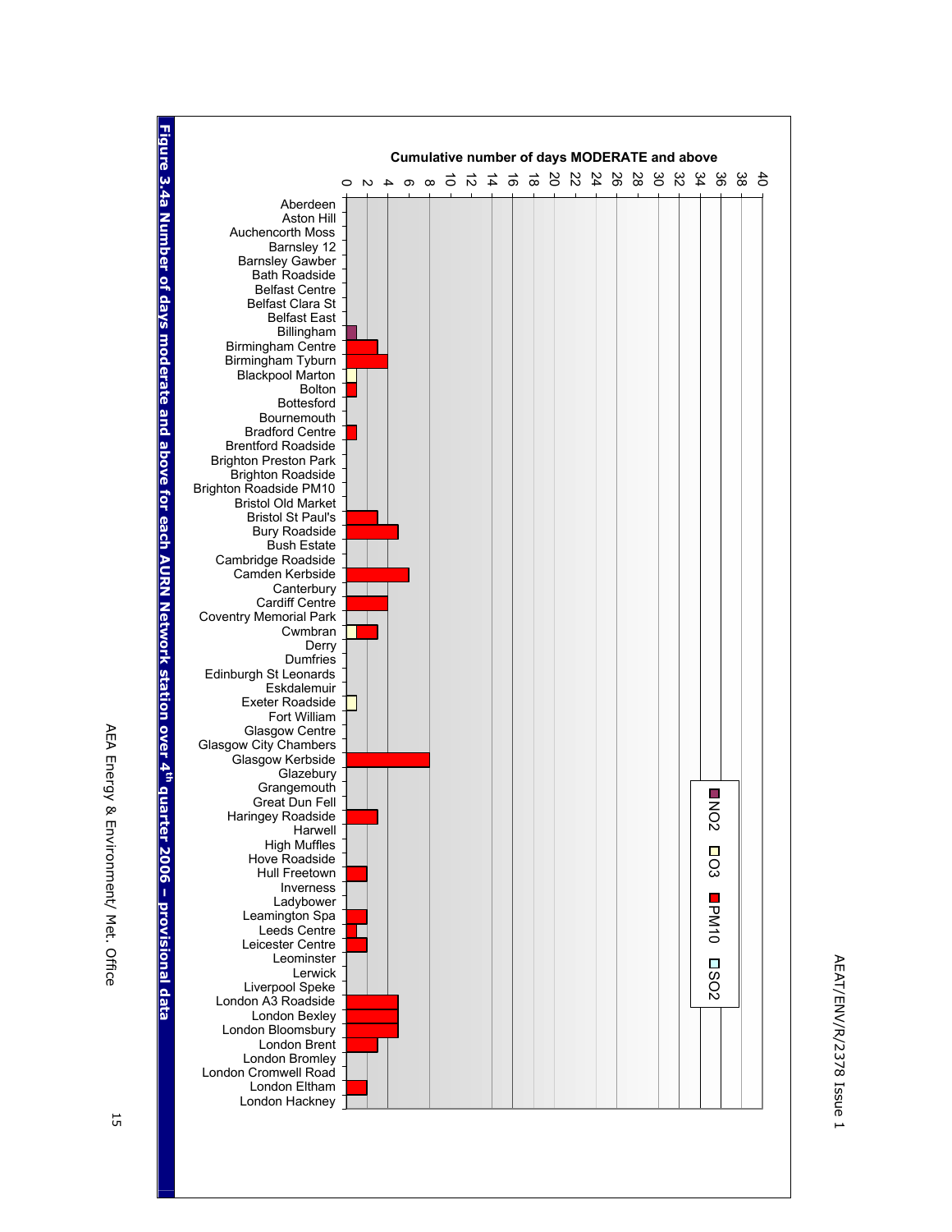Cumulative number of days MODERATE and above

0 2 4 6 8 10 12 14 16 18 20 22 24 26 28 30 32 34 36 38 40

Aberdeen
Aston Hill
Auchencorth Moss
Barnsley 12
Barnsley Gawber
Bath Roadside
Belfast Centre
Belfast Clara St
Belfast East
Billingham
Birmingham Centre
Birmingham Tyburn
Blackpool Marton
Bolton
Bottesford
Bournemouth
Bradford Centre
Brentford Roadside
Brighton Preston Park
Brighton Roadside
Brighton Roadside PM10
Bristol Old Market
Bristol St Paul's
Bury Roadside
Bush Estate
Cambridge Roadside
Camden Kerbside
Canterbury
Cardiff Centre
Coventry Memorial Park
Cwmbran
Derry
Dumfries
Edinburgh St Leonards
Eskdalemuir
Exeter Roadside
Fort William
Glasgow Centre
Glasgow City Chambers
Glasgow Kerbside
Glazebury
Grangemouth
Great Dun Fell
Haringey Roadside
Harwell
High Muffles
Hove Roadside
Hull Freetown
Inverness
Ladybower
Leamington Spa
Leeds Centre
Leicester Centre
Leominster
Lerwick
Liverpool Speke
London A3 Roadside
London Bexley
London Bloomsbury
London Brent
London Bromley
London Cromwell Road
London Eltham
London Hackney

NO2 O3 PM10 SO2

Figure 3.4a Number of days moderate and above for each AURN Network station over 4th quarter 2006 – provisional data

AEA Energy & Environment/ Met. Office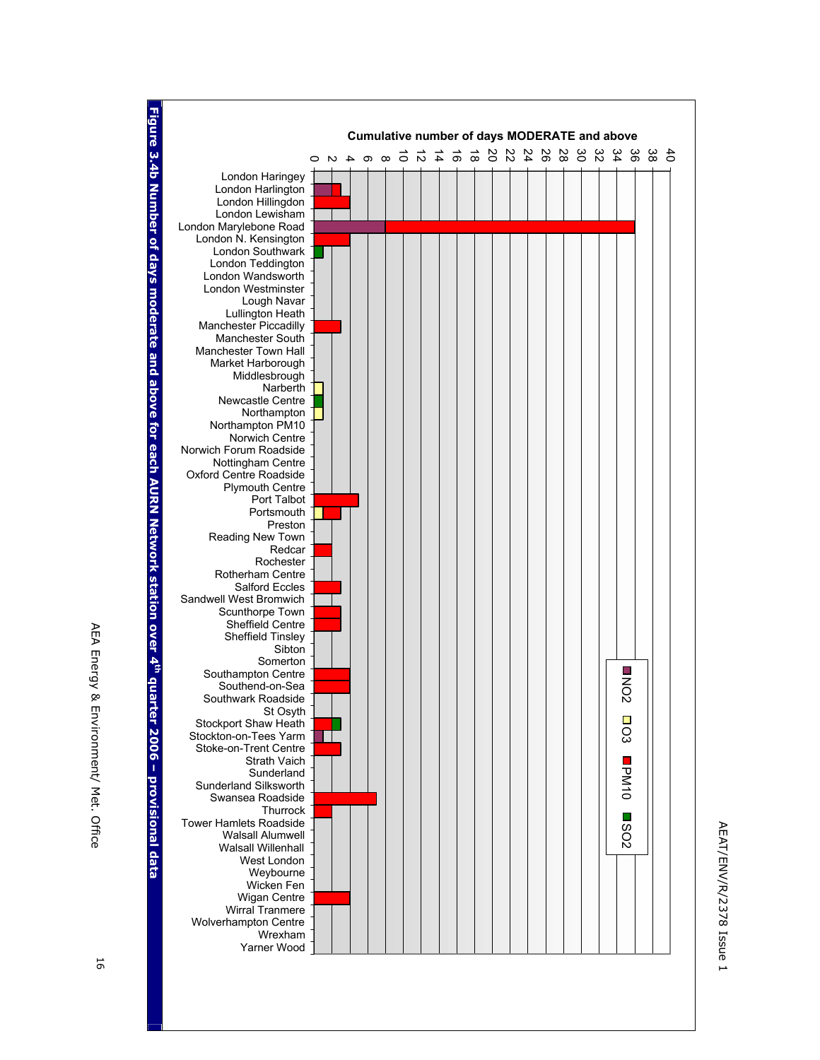**Figure 3.4b Number of days moderate and above for each AURN Network station over 4[th] quarter 2006 – provisional data**

Cumulative number of days MODERATE and above

0 2 4 6 8 10 12 14 16 18 20 22 24 26 28 30 32 34 36 38 40

London Haringey
London Harlington
London Hillingdon
London Lewisham
London Marylebone Road
London N. Kensington
London Southwark
London Teddington
London Wandsworth
London Westminster
Lough Navar
Lullington Heath
Manchester Piccadilly
Manchester South
Manchester Town Hall
Market Harborough
Middlesbrough
Narberth
Newcastle Centre
Northampton
Northampton PM10
Norwich Centre
Norwich Forum Roadside
Nottingham Centre
Oxford Centre Roadside
Plymouth Centre
Port Talbot
Portsmouth
Preston
Reading New Town
Redcar
Rochester
Rotherham Centre
Salford Eccles
Sandwell West Bromwich
Scunthorpe Town
Sheffield Centre
Sheffield Tinsley
Sibton
Somerton
Southampton Centre
Southend-on-Sea
Southwark Roadside
St Osyth
Stockport Shaw Heath
Stockton-on-Tees Yarm
Stoke-on-Trent Centre
Strath Vaich
Sunderland
Sunderland Silksworth
Swansea Roadside
Thurrock
Tower Hamlets Roadside
Walsall Alumwell
Walsall Willenhall
West London
Weybourne
Wicken Fen
Wigan Centre
Wirral Tranmere
Wolverhampton Centre
Wrexham
Yarner Wood

NO2 O3 PM10 SO2

AEA Energy & Environment/ Met. Office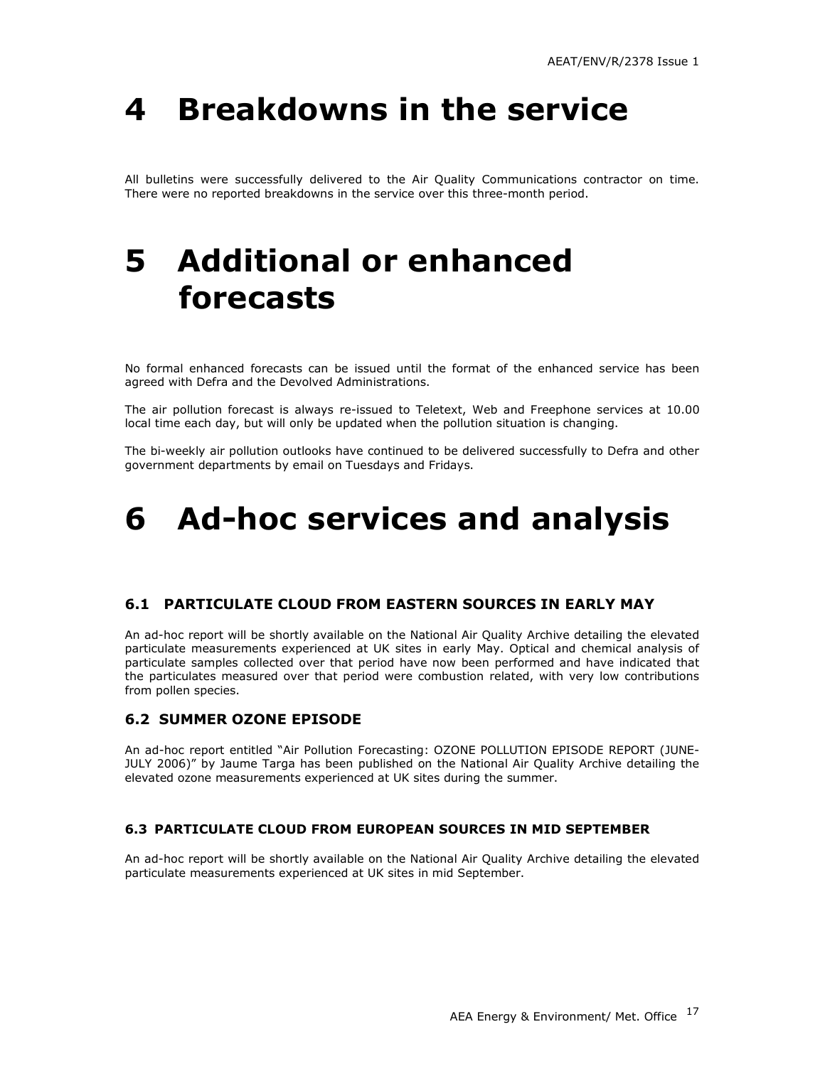# 4 Breakdowns in the service

All bulletins were successfully delivered to the Air Quality Communications contractor on time. There were no reported breakdowns in the service over this three-month period.

# 5 Additional or enhanced forecasts

No formal enhanced forecasts can be issued until the format of the enhanced service has been agreed with Defra and the Devolved Administrations.

The air pollution forecast is always re-issued to Teletext, Web and Freephone services at 10.00 local time each day, but will only be updated when the pollution situation is changing.

The bi-weekly air pollution outlooks have continued to be delivered successfully to Defra and other government departments by email on Tuesdays and Fridays.

# 6 Ad-hoc services and analysis

## 6.1 PARTICULATE CLOUD FROM EASTERN SOURCES IN EARLY MAY

An ad-hoc report will be shortly available on the National Air Quality Archive detailing the elevated particulate measurements experienced at UK sites in early May. Optical and chemical analysis of particulate samples collected over that period have now been performed and have indicated that the particulates measured over that period were combustion related, with very low contributions from pollen species.

## 6.2 SUMMER OZONE EPISODE

An ad-hoc report entitled "Air Pollution Forecasting: OZONE POLLUTION EPISODE REPORT (JUNE-JULY 2006)" by Jaume Targa has been published on the National Air Quality Archive detailing the elevated ozone measurements experienced at UK sites during the summer.

## 6.3 PARTICULATE CLOUD FROM EUROPEAN SOURCES IN MID SEPTEMBER

An ad-hoc report will be shortly available on the National Air Quality Archive detailing the elevated particulate measurements experienced at UK sites in mid September.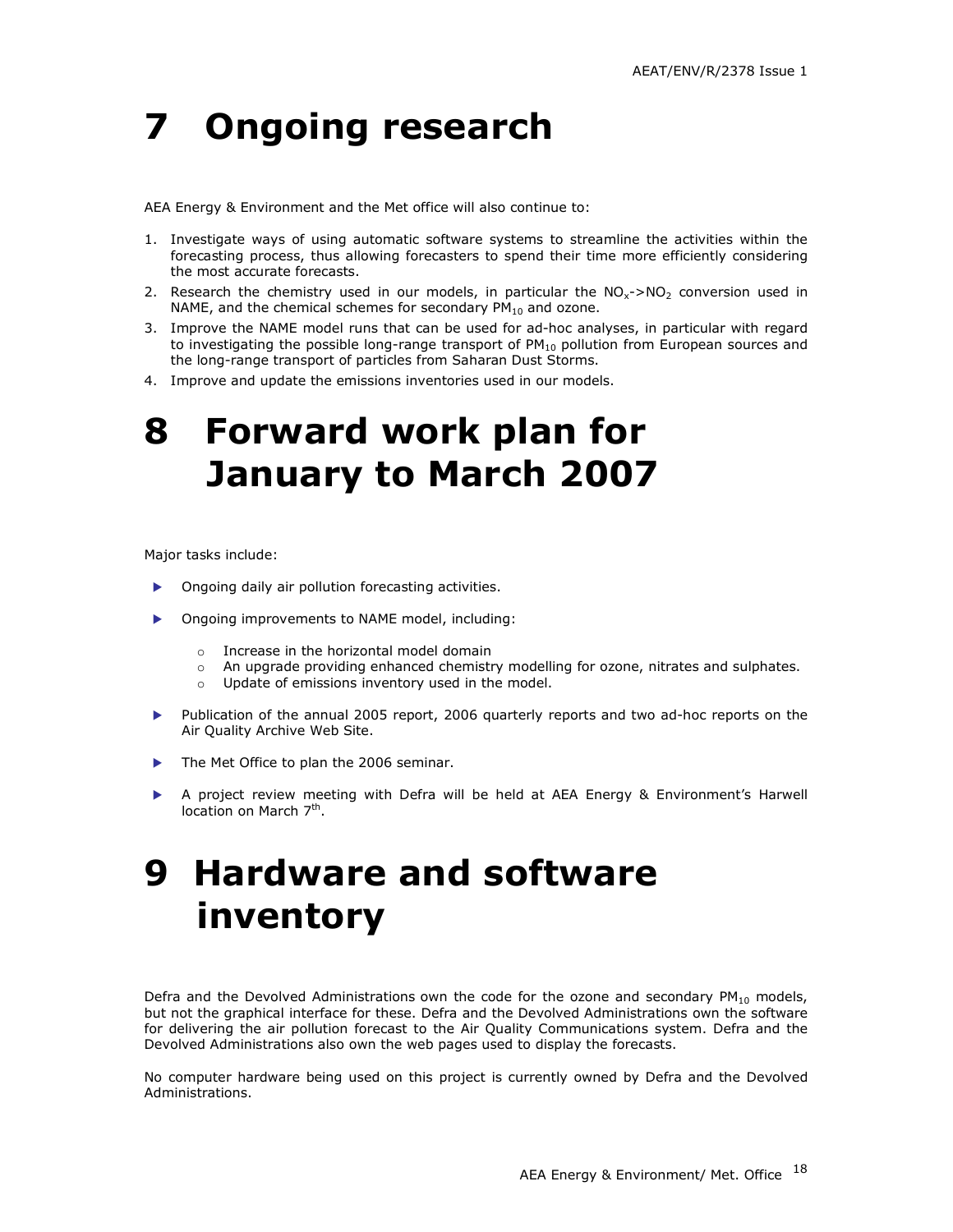# 7 Ongoing research

AEA Energy & Environment and the Met office will also continue to:

1. Investigate ways of using automatic software systems to streamline the activities within the forecasting process, thus allowing forecasters to spend their time more efficiently considering the most accurate forecasts.
2. Research the chemistry used in our models, in particular the $NO_x$->$NO_2$ conversion used in NAME, and the chemical schemes for secondary $PM_{10}$ and ozone.
3. Improve the NAME model runs that can be used for ad-hoc analyses, in particular with regard to investigating the possible long-range transport of $PM_{10}$ pollution from European sources and the long-range transport of particles from Saharan Dust Storms.
4. Improve and update the emissions inventories used in our models.

# 8 Forward work plan for January to March 2007

Major tasks include:

- Ongoing daily air pollution forecasting activities.
- Ongoing improvements to NAME model, including:
  - Increase in the horizontal model domain
  - An upgrade providing enhanced chemistry modelling for ozone, nitrates and sulphates.
  - Update of emissions inventory used in the model.
- Publication of the annual 2005 report, 2006 quarterly reports and two ad-hoc reports on the Air Quality Archive Web Site.
- The Met Office to plan the 2006 seminar.
- A project review meeting with Defra will be held at AEA Energy & Environment's Harwell location on March 7th.

# 9 Hardware and software inventory

Defra and the Devolved Administrations own the code for the ozone and secondary $PM_{10}$ models, but not the graphical interface for these. Defra and the Devolved Administrations own the software for delivering the air pollution forecast to the Air Quality Communications system. Defra and the Devolved Administrations also own the web pages used to display the forecasts.

No computer hardware being used on this project is currently owned by Defra and the Devolved Administrations.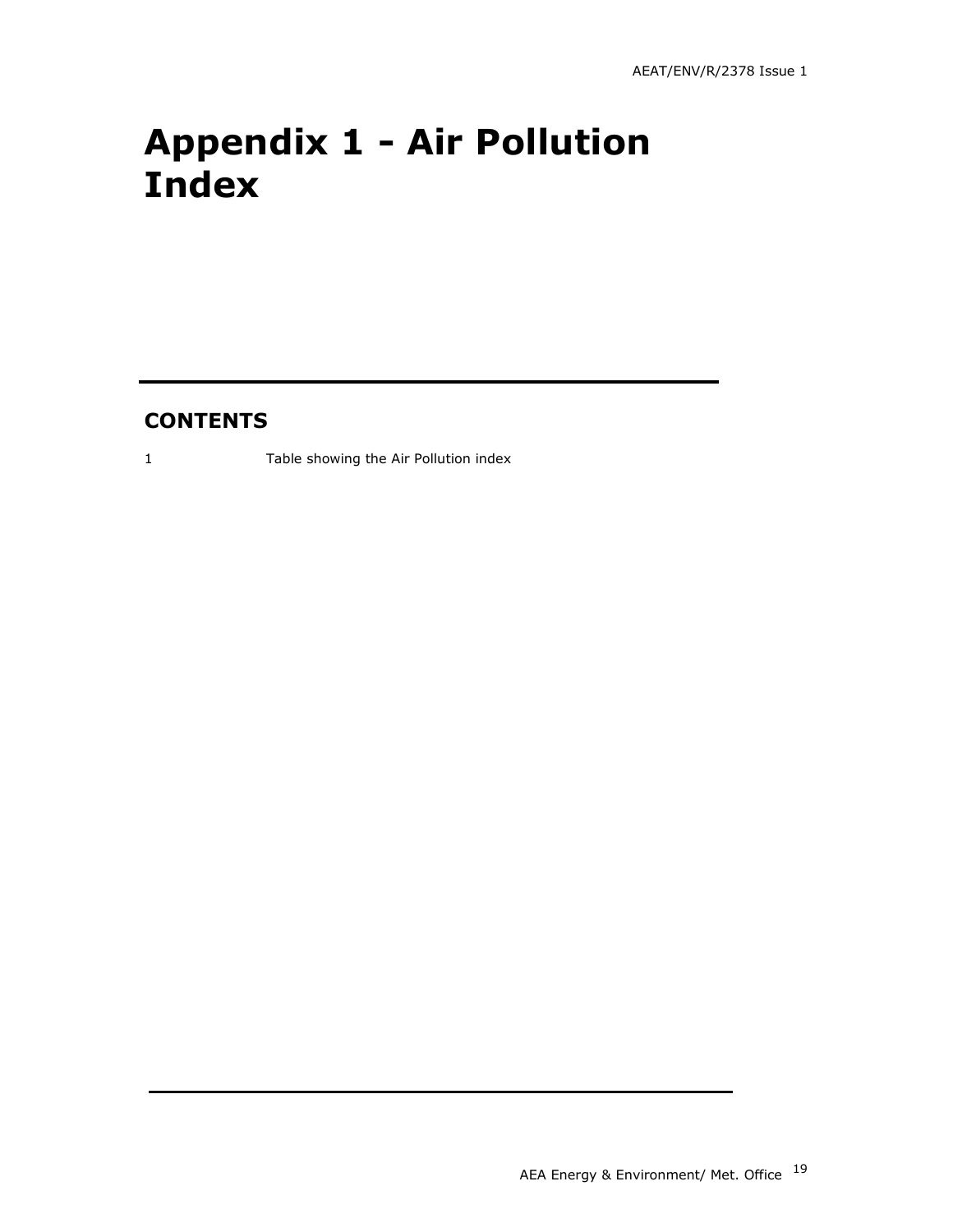# Appendix 1 - Air Pollution Index

## CONTENTS

1 Table showing the Air Pollution index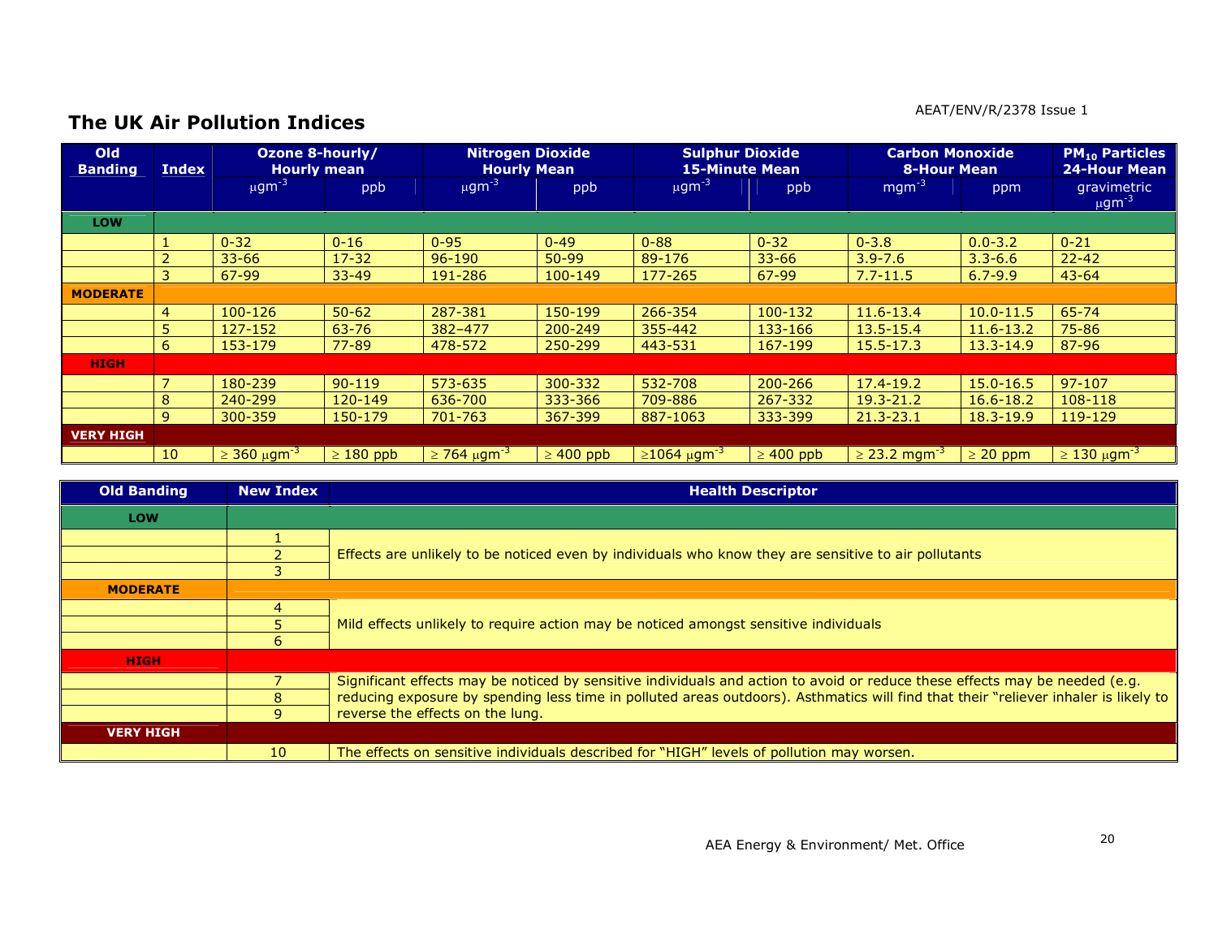## The UK Air Pollution Indices

| Old Banding | Index | Ozone 8-hourly/ Hourly mean | | Nitrogen Dioxide Hourly Mean | | Sulphur Dioxide 15-Minute Mean | | Carbon Monoxide 8-Hour Mean | | $PM_{10}$ Particles 24-Hour Mean |
|---|---|---|---|---|---|---|---|---|---|---|
| | | $\mu gm^{-3}$ | ppb | $\mu gm^{-3}$ | ppb | $\mu gm^{-3}$ | ppb | $mgm^{-3}$ | ppm | gravimetric $\mu gm^{-3}$ |
| **LOW** | | | | | | | | | | |
| | 1 | 0-32 | 0-16 | 0-95 | 0-49 | 0-88 | 0-32 | 0-3.8 | 0.0-3.2 | 0-21 |
| | 2 | 33-66 | 17-32 | 96-190 | 50-99 | 89-176 | 33-66 | 3.9-7.6 | 3.3-6.6 | 22-42 |
| | 3 | 67-99 | 33-49 | 191-286 | 100-149 | 177-265 | 67-99 | 7.7-11.5 | 6.7-9.9 | 43-64 |
| **MODERATE** | | | | | | | | | | |
| | 4 | 100-126 | 50-62 | 287-381 | 150-199 | 266-354 | 100-132 | 11.6-13.4 | 10.0-11.5 | 65-74 |
| | 5 | 127-152 | 63-76 | 382–477 | 200-249 | 355-442 | 133-166 | 13.5-15.4 | 11.6-13.2 | 75-86 |
| | 6 | 153-179 | 77-89 | 478-572 | 250-299 | 443-531 | 167-199 | 15.5-17.3 | 13.3-14.9 | 87-96 |
| **HIGH** | | | | | | | | | | |
| | 7 | 180-239 | 90-119 | 573-635 | 300-332 | 532-708 | 200-266 | 17.4-19.2 | 15.0-16.5 | 97-107 |
| | 8 | 240-299 | 120-149 | 636-700 | 333-366 | 709-886 | 267-332 | 19.3-21.2 | 16.6-18.2 | 108-118 |
| | 9 | 300-359 | 150-179 | 701-763 | 367-399 | 887-1063 | 333-399 | 21.3-23.1 | 18.3-19.9 | 119-129 |
| **VERY HIGH** | | | | | | | | | | |
| | 10 | $\geq$ 360 $\mu gm^{-3}$ | $\geq$ 180 ppb | $\geq$ 764 $\mu gm^{-3}$ | $\geq$ 400 ppb | $\geq$1064 $\mu gm^{-3}$ | $\geq$ 400 ppb | $\geq$ 23.2 $mgm^{-3}$ | $\geq$ 20 ppm | $\geq$ 130 $\mu gm^{-3}$ |

| Old Banding | New Index | Health Descriptor |
|---|---|---|
| **LOW** | | |
| | 1 | Effects are unlikely to be noticed even by individuals who know they are sensitive to air pollutants |
| | 2 | |
| | 3 | |
| **MODERATE** | | |
| | 4 | Mild effects unlikely to require action may be noticed amongst sensitive individuals |
| | 5 | |
| | 6 | |
| **HIGH** | | |
| | 7 | Significant effects may be noticed by sensitive individuals and action to avoid or reduce these effects may be needed (e.g. reducing exposure by spending less time in polluted areas outdoors). Asthmatics will find that their "reliever inhaler is likely to reverse the effects on the lung. |
| | 8 | |
| | 9 | |
| **VERY HIGH** | | |
| | 10 | The effects on sensitive individuals described for "HIGH" levels of pollution may worsen. |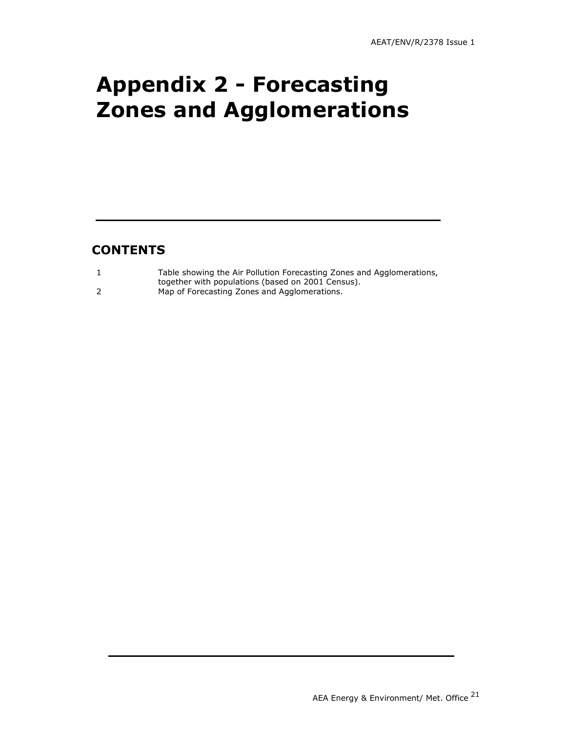# Appendix 2 - Forecasting Zones and Agglomerations

## CONTENTS

| | |
|---|---|
| 1 | Table showing the Air Pollution Forecasting Zones and Agglomerations, together with populations (based on 2001 Census). |
| 2 | Map of Forecasting Zones and Agglomerations. |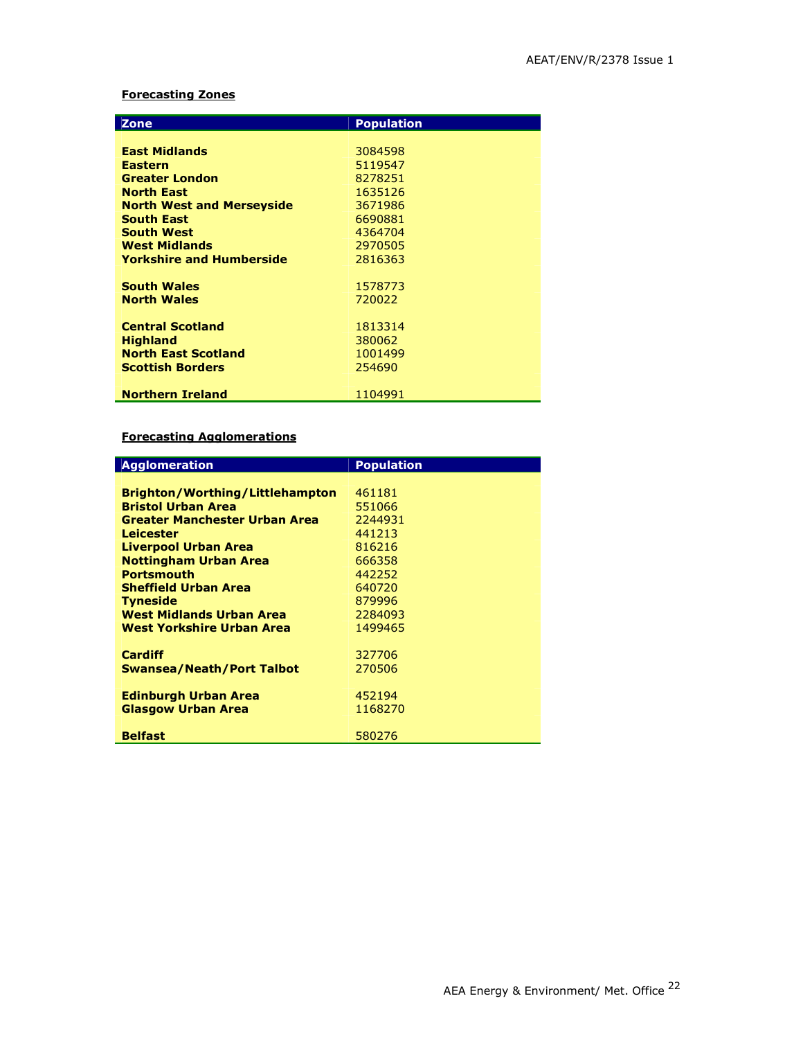**Forecasting Zones**

| Zone | Population |
|---|---|
| **East Midlands** | 3084598 |
| **Eastern** | 5119547 |
| **Greater London** | 8278251 |
| **North East** | 1635126 |
| **North West and Merseyside** | 3671986 |
| **South East** | 6690881 |
| **South West** | 4364704 |
| **West Midlands** | 2970505 |
| **Yorkshire and Humberside** | 2816363 |
| **South Wales** | 1578773 |
| **North Wales** | 720022 |
| **Central Scotland** | 1813314 |
| **Highland** | 380062 |
| **North East Scotland** | 1001499 |
| **Scottish Borders** | 254690 |
| **Northern Ireland** | 1104991 |

**Forecasting Agglomerations**

| Agglomeration | Population |
|---|---|
| **Brighton/Worthing/Littlehampton** | 461181 |
| **Bristol Urban Area** | 551066 |
| **Greater Manchester Urban Area** | 2244931 |
| **Leicester** | 441213 |
| **Liverpool Urban Area** | 816216 |
| **Nottingham Urban Area** | 666358 |
| **Portsmouth** | 442252 |
| **Sheffield Urban Area** | 640720 |
| **Tyneside** | 879996 |
| **West Midlands Urban Area** | 2284093 |
| **West Yorkshire Urban Area** | 1499465 |
| **Cardiff** | 327706 |
| **Swansea/Neath/Port Talbot** | 270506 |
| **Edinburgh Urban Area** | 452194 |
| **Glasgow Urban Area** | 1168270 |
| **Belfast** | 580276 |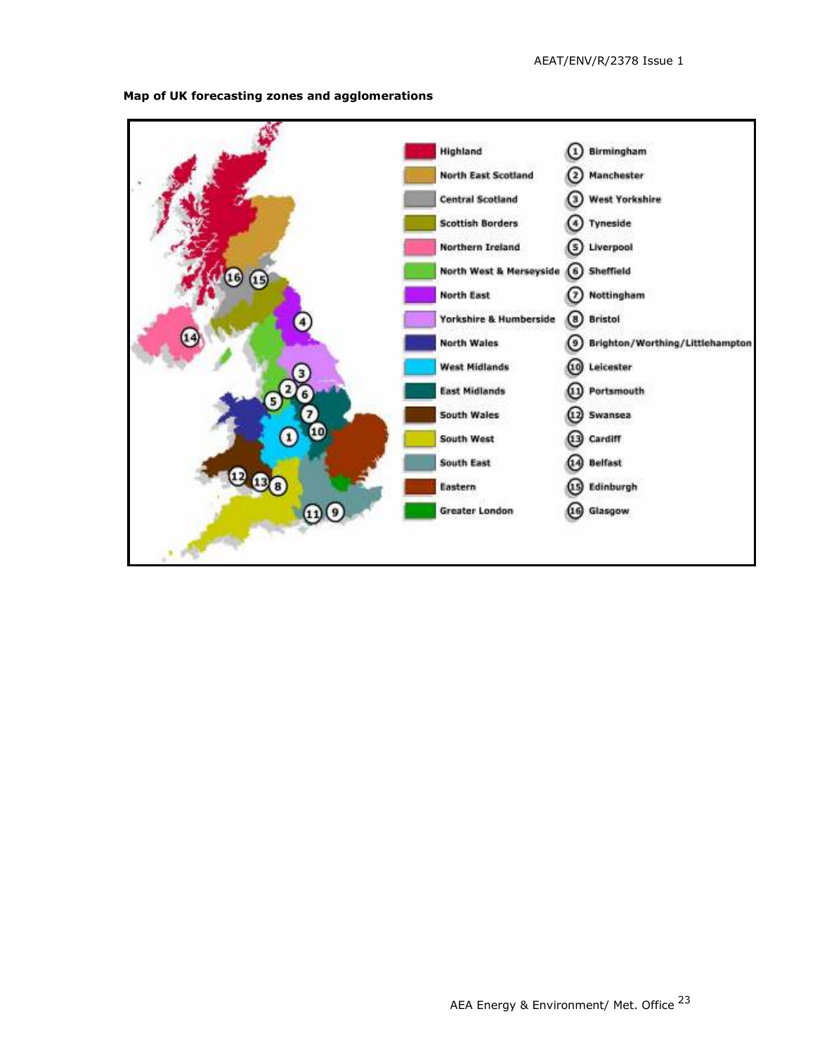**Map of UK forecasting zones and agglomerations**

Highland
North East Scotland
Central Scotland
Scottish Borders
Northern Ireland
North West & Merseyside
North East
Yorkshire & Humberside
North Wales
West Midlands
East Midlands
South Wales
South West
South East
Eastern
Greater London

1 Birmingham
2 Manchester
3 West Yorkshire
4 Tyneside
5 Liverpool
6 Sheffield
7 Nottingham
8 Bristol
9 Brighton/Worthing/Littlehampton
10 Leicester
11 Portsmouth
12 Swansea
13 Cardiff
14 Belfast
15 Edinburgh
16 Glasgow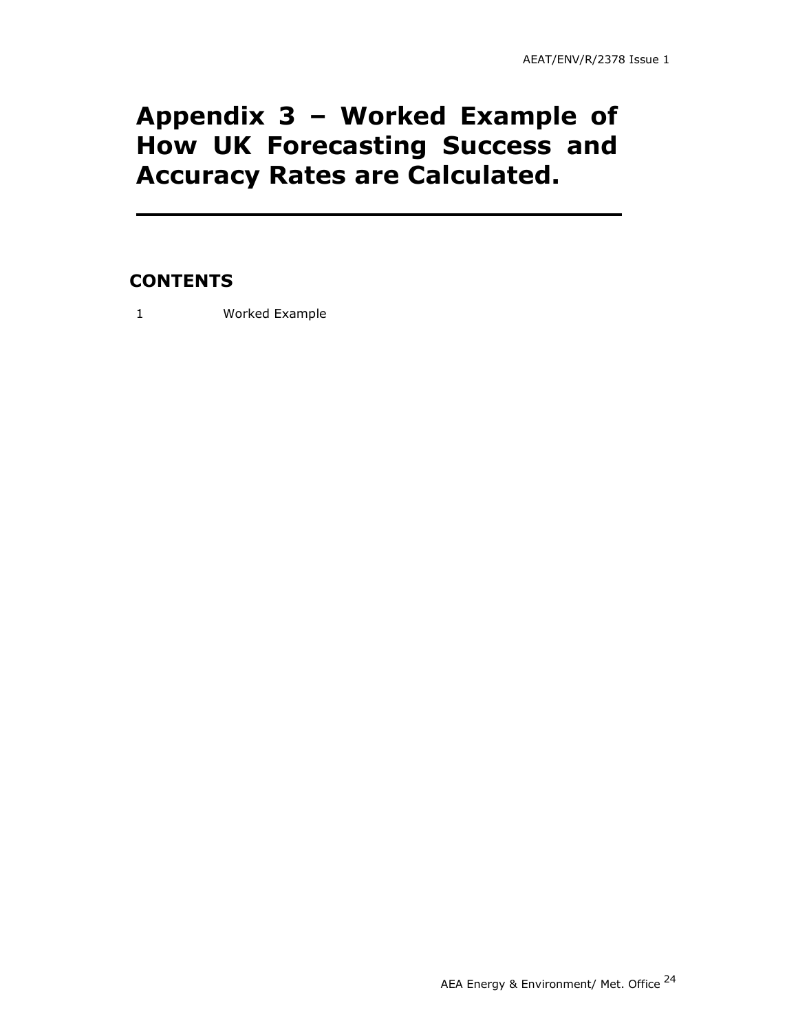# Appendix 3 – Worked Example of How UK Forecasting Success and Accuracy Rates are Calculated.

## CONTENTS

1 Worked Example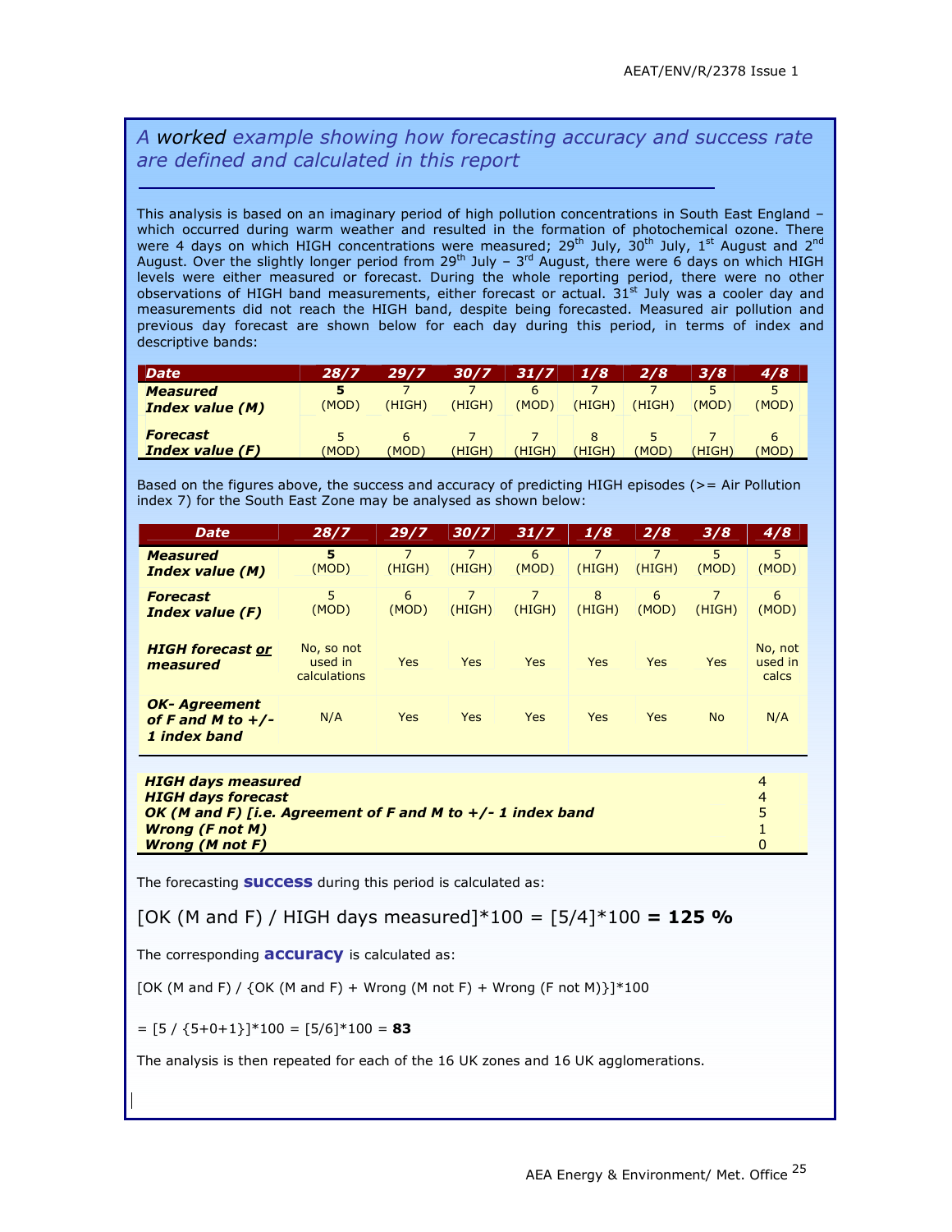*A worked example showing how forecasting accuracy and success rate are defined and calculated in this report*

This analysis is based on an imaginary period of high pollution concentrations in South East England – which occurred during warm weather and resulted in the formation of photochemical ozone. There were 4 days on which HIGH concentrations were measured; 29th July, 30th July, 1st August and 2nd August. Over the slightly longer period from 29th July – 3rd August, there were 6 days on which HIGH levels were either measured or forecast. During the whole reporting period, there were no other observations of HIGH band measurements, either forecast or actual. 31st July was a cooler day and measurements did not reach the HIGH band, despite being forecasted. Measured air pollution and previous day forecast are shown below for each day during this period, in terms of index and descriptive bands:

| Date | 28/7 | 29/7 | 30/7 | 31/7 | 1/8 | 2/8 | 3/8 | 4/8 |
|---|---|---|---|---|---|---|---|---|
| **Measured Index value (M)** | **5** (MOD) | 7 (HIGH) | 7 (HIGH) | 6 (MOD) | 7 (HIGH) | 7 (HIGH) | 5 (MOD) | 5 (MOD) |
| **Forecast Index value (F)** | 5 (MOD) | 6 (MOD) | 7 (HIGH) | 7 (HIGH) | 8 (HIGH) | 5 (MOD) | 7 (HIGH) | 6 (MOD) |

Based on the figures above, the success and accuracy of predicting HIGH episodes (>= Air Pollution index 7) for the South East Zone may be analysed as shown below:

| Date | 28/7 | 29/7 | 30/7 | 31/7 | 1/8 | 2/8 | 3/8 | 4/8 |
|---|---|---|---|---|---|---|---|---|
| **Measured Index value (M)** | **5** (MOD) | 7 (HIGH) | 7 (HIGH) | 6 (MOD) | 7 (HIGH) | 7 (HIGH) | 5 (MOD) | 5 (MOD) |
| **Forecast Index value (F)** | 5 (MOD) | 6 (MOD) | 7 (HIGH) | 7 (HIGH) | 8 (HIGH) | 6 (MOD) | 7 (HIGH) | 6 (MOD) |
| **HIGH forecast or measured** | No, so not used in calculations | Yes | Yes | Yes | Yes | Yes | Yes | No, not used in calcs |
| **OK- Agreement of F and M to +/- 1 index band** | N/A | Yes | Yes | Yes | Yes | Yes | No | N/A |

| | |
|---|---|
| **HIGH days measured** | 4 |
| **HIGH days forecast** | 4 |
| **OK (M and F) [i.e. Agreement of F and M to +/- 1 index band** | 5 |
| **Wrong (F not M)** | 1 |
| **Wrong (M not F)** | 0 |

The forecasting **success** during this period is calculated as:

[OK (M and F) / HIGH days measured]*100 = [5/4]*100 **= 125 %**

The corresponding **accuracy** is calculated as:

[OK (M and F) / {OK (M and F) + Wrong (M not F) + Wrong (F not M)}]*100

= [5 / {5+0+1}]*100 = [5/6]*100 = **83**

The analysis is then repeated for each of the 16 UK zones and 16 UK agglomerations.